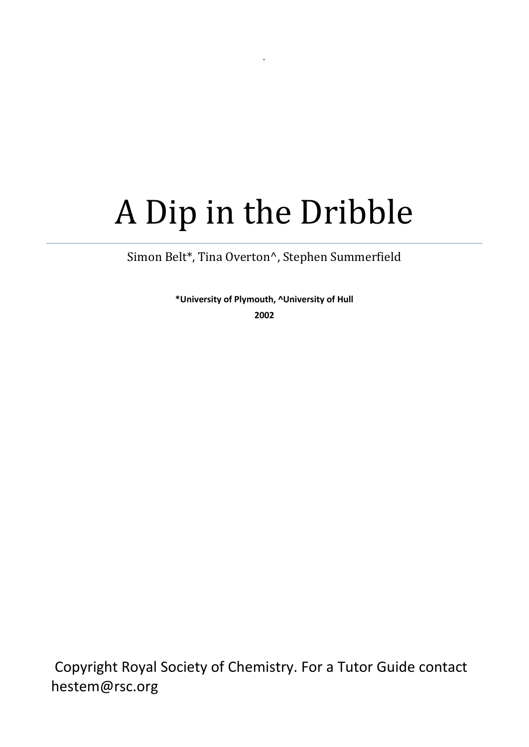# A Dip in the Dribble

Simon Belt*, Tina Overton^, Stephen Summerfield

**\*University of Plymouth, ^University of Hull**

**2002**

Copyright Royal Society of Chemistry. For a Tutor Guide contact hestem@rsc.org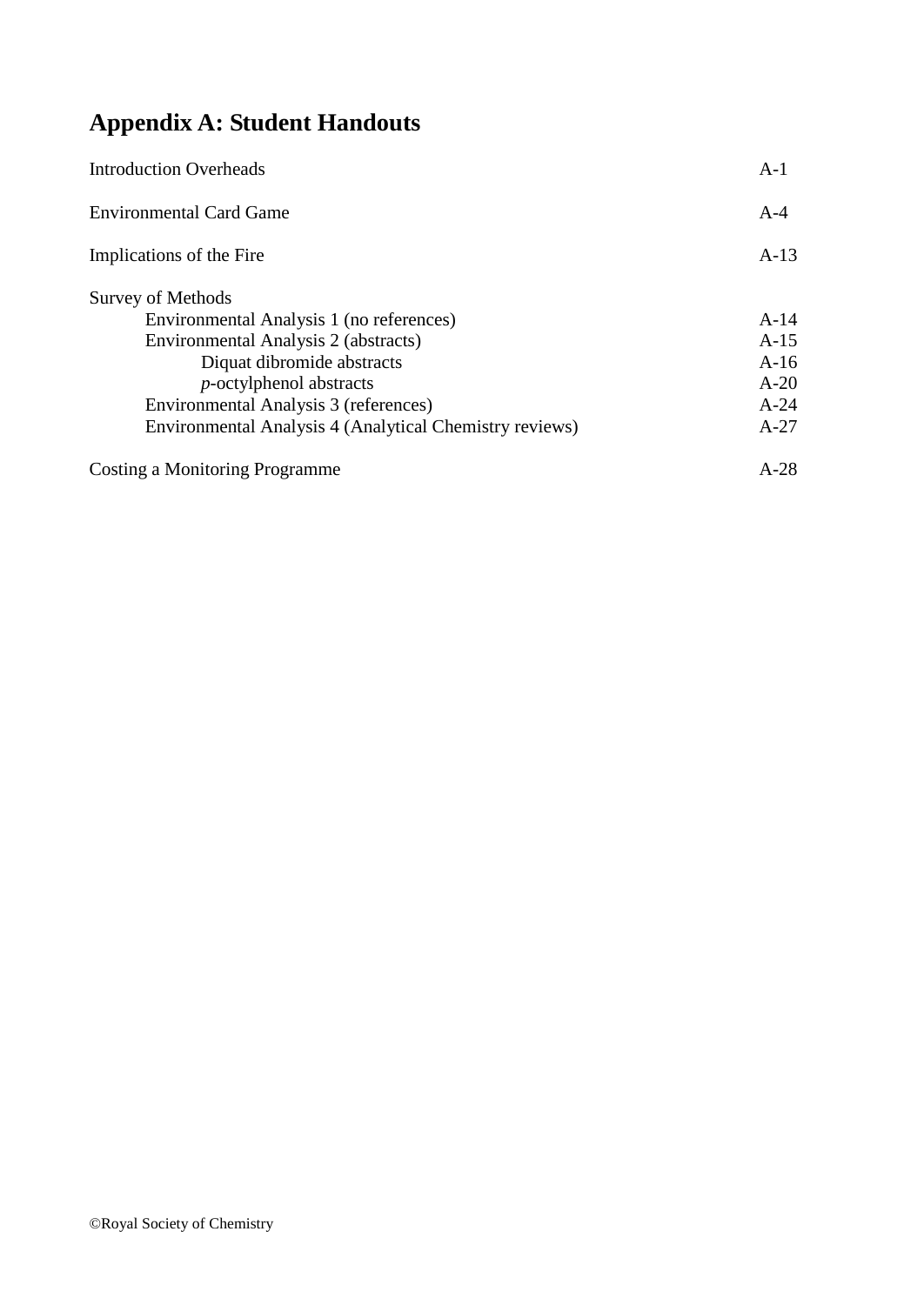# Appendix A: Student Handouts

| | |
|---|---|
| Introduction Overheads | A-1 |
| Environmental Card Game | A-4 |
| Implications of the Fire | A-13 |
| Survey of Methods | |
| Environmental Analysis 1 (no references) | A-14 |
| Environmental Analysis 2 (abstracts) | A-15 |
| Diquat dibromide abstracts | A-16 |
| *p*-octylphenol abstracts | A-20 |
| Environmental Analysis 3 (references) | A-24 |
| Environmental Analysis 4 (Analytical Chemistry reviews) | A-27 |
| Costing a Monitoring Programme | A-28 |

©Royal Society of Chemistry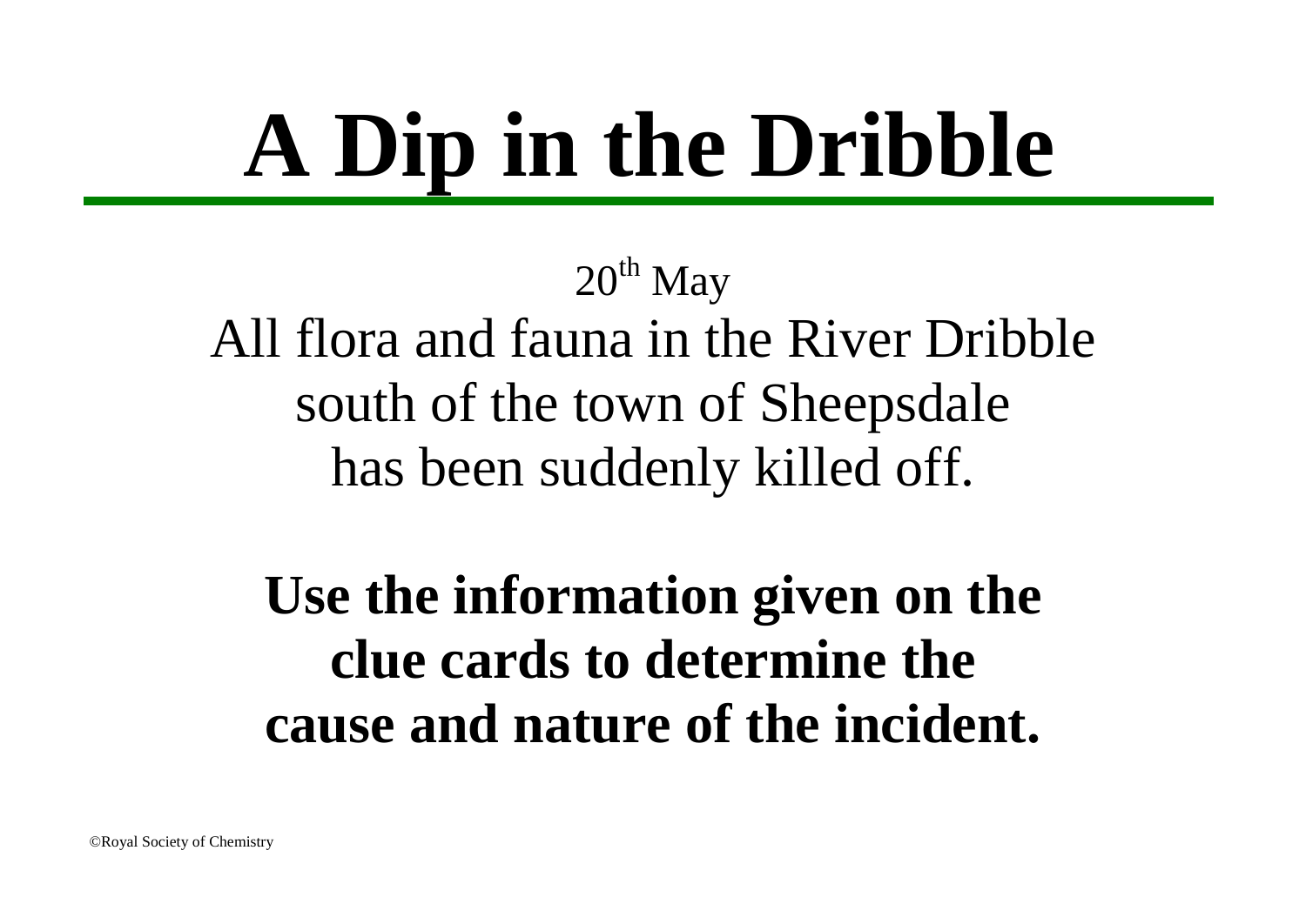# A Dip in the Dribble

20th May

All flora and fauna in the River Dribble south of the town of Sheepsdale has been suddenly killed off.

**Use the information given on the clue cards to determine the cause and nature of the incident.**

©Royal Society of Chemistry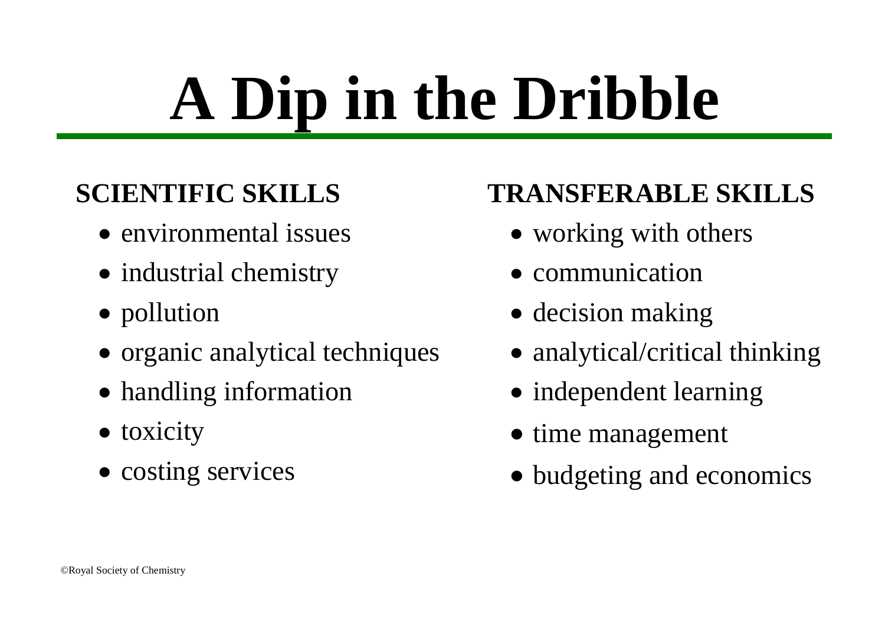# A Dip in the Dribble

**SCIENTIFIC SKILLS**

- environmental issues
- industrial chemistry
- pollution
- organic analytical techniques
- handling information
- toxicity
- costing services

**TRANSFERABLE SKILLS**

- working with others
- communication
- decision making
- analytical/critical thinking
- independent learning
- time management
- budgeting and economics

©Royal Society of Chemistry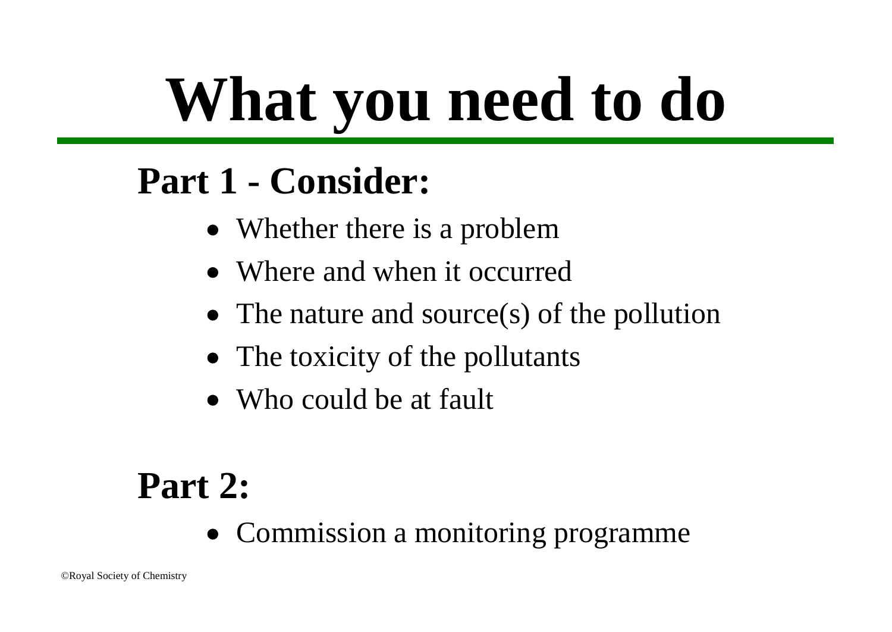# What you need to do

## Part 1 - Consider:

- Whether there is a problem
- Where and when it occurred
- The nature and source(s) of the pollution
- The toxicity of the pollutants
- Who could be at fault

## Part 2:

- Commission a monitoring programme

©Royal Society of Chemistry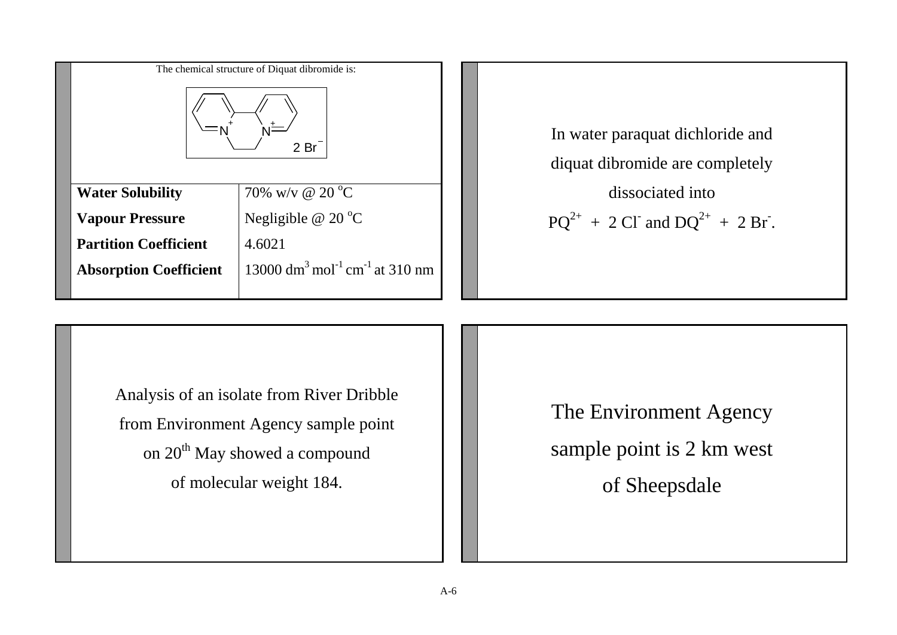The chemical structure of Diquat dibromide is:

| | |
|---|---|
| **Water Solubility** | 70% w/v @ 20 °C |
| **Vapour Pressure** | Negligible @ 20 °C |
| **Partition Coefficient** | 4.6021 |
| **Absorption Coefficient** | 13000 $dm^3$ $mol^{-1}$ $cm^{-1}$ at 310 nm |

In water paraquat dichloride and diquat dibromide are completely dissociated into $PQ^{2+}$ + 2 $Cl^-$ and $DQ^{2+}$ + 2 $Br^-$.

Analysis of an isolate from River Dribble from Environment Agency sample point on 20th May showed a compound of molecular weight 184.

The Environment Agency sample point is 2 km west of Sheepsdale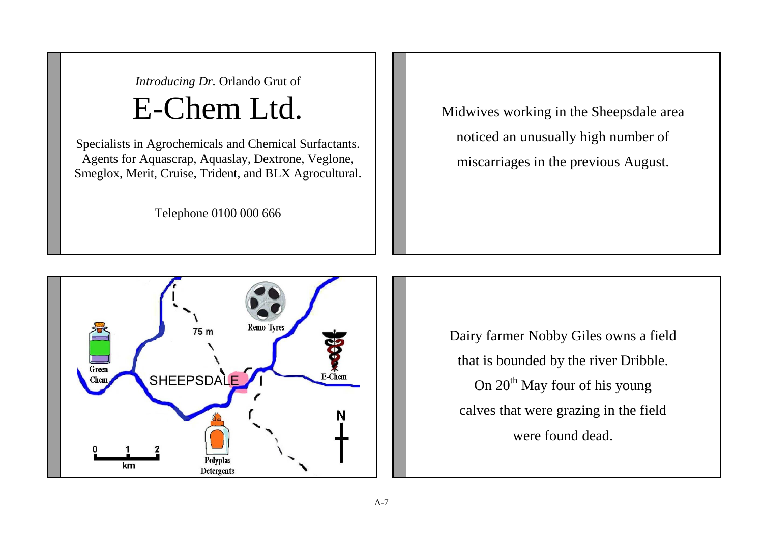*Introducing Dr.* Orlando Grut of

# E-Chem Ltd.

Specialists in Agrochemicals and Chemical Surfactants. Agents for Aquascrap, Aquaslay, Dextrone, Veglone, Smeglox, Merit, Cruise, Trident, and BLX Agrocultural.

Telephone 0100 000 666

Midwives working in the Sheepsdale area noticed an unusually high number of miscarriages in the previous August.

Green Chem

75 m

Remo-Tyres

SHEEPSDALE

E-Chem

Polyplas Detergents

N

0 1 2 km

Dairy farmer Nobby Giles owns a field that is bounded by the river Dribble. On 20th May four of his young calves that were grazing in the field were found dead.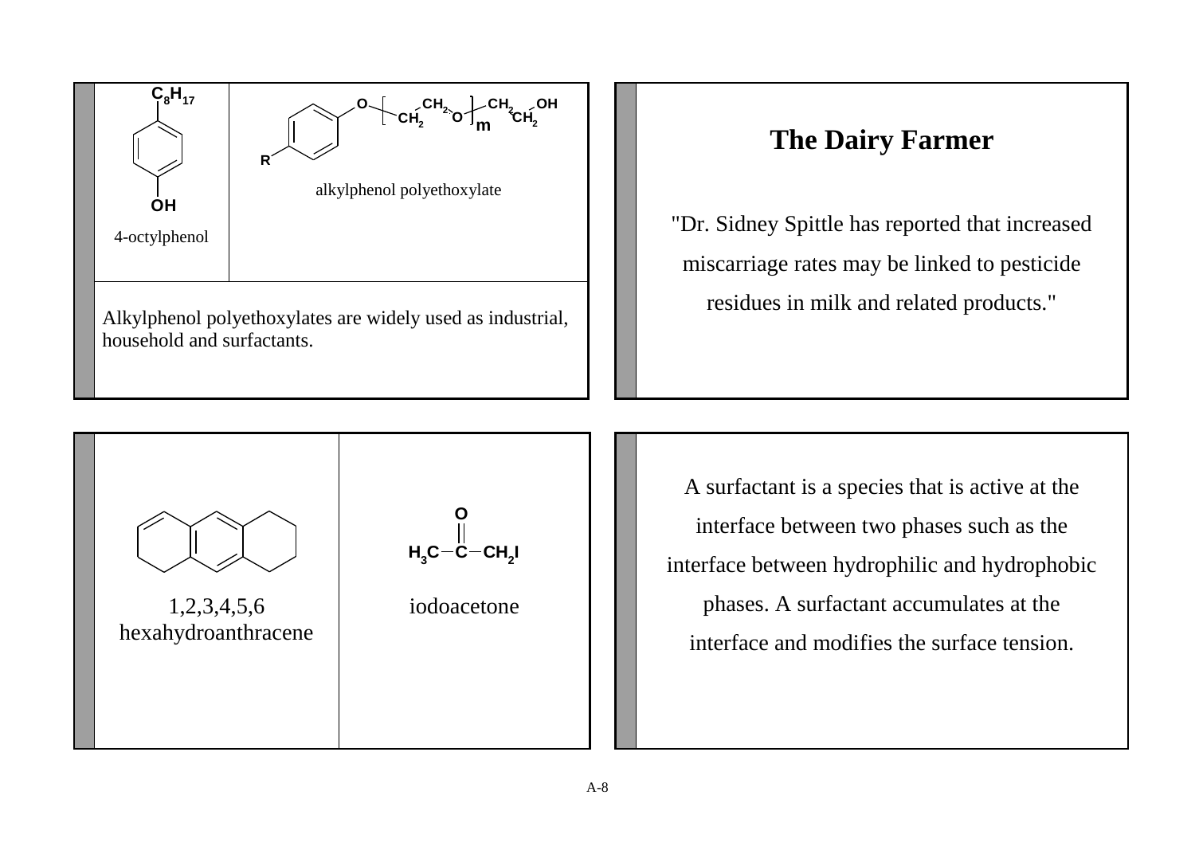4-octylphenol

alkylphenol polyethoxylate

Alkylphenol polyethoxylates are widely used as industrial, household and surfactants.

## The Dairy Farmer

"Dr. Sidney Spittle has reported that increased miscarriage rates may be linked to pesticide residues in milk and related products."

1,2,3,4,5,6 hexahydroanthracene

iodoacetone

A surfactant is a species that is active at the interface between two phases such as the interface between hydrophilic and hydrophobic phases. A surfactant accumulates at the interface and modifies the surface tension.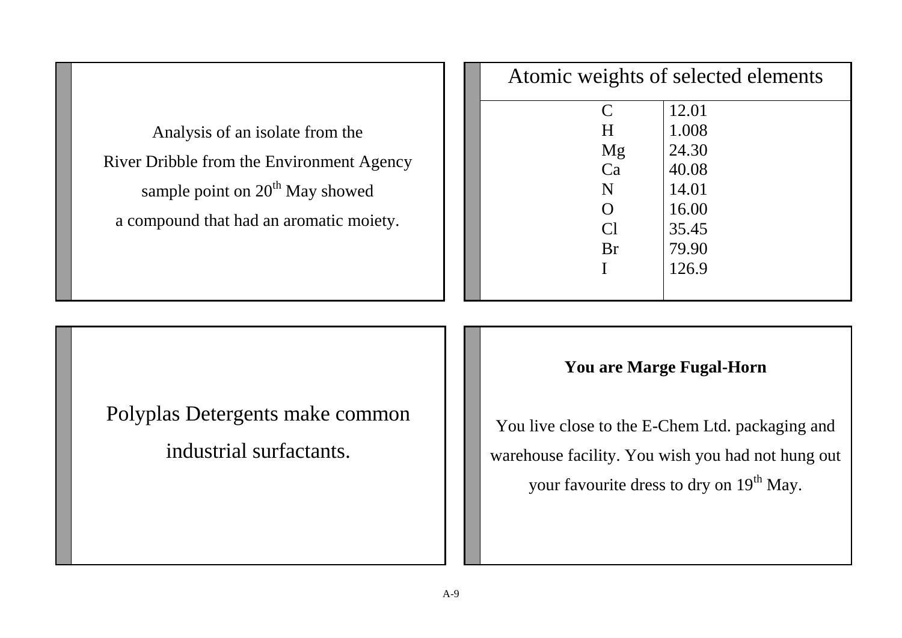Analysis of an isolate from the River Dribble from the Environment Agency sample point on 20th May showed a compound that had an aromatic moiety.

| Atomic weights of selected elements | |
|---|---|
| C | 12.01 |
| H | 1.008 |
| Mg | 24.30 |
| Ca | 40.08 |
| N | 14.01 |
| O | 16.00 |
| Cl | 35.45 |
| Br | 79.90 |
| I | 126.9 |

Polyplas Detergents make common industrial surfactants.

**You are Marge Fugal-Horn**

You live close to the E-Chem Ltd. packaging and warehouse facility. You wish you had not hung out your favourite dress to dry on 19th May.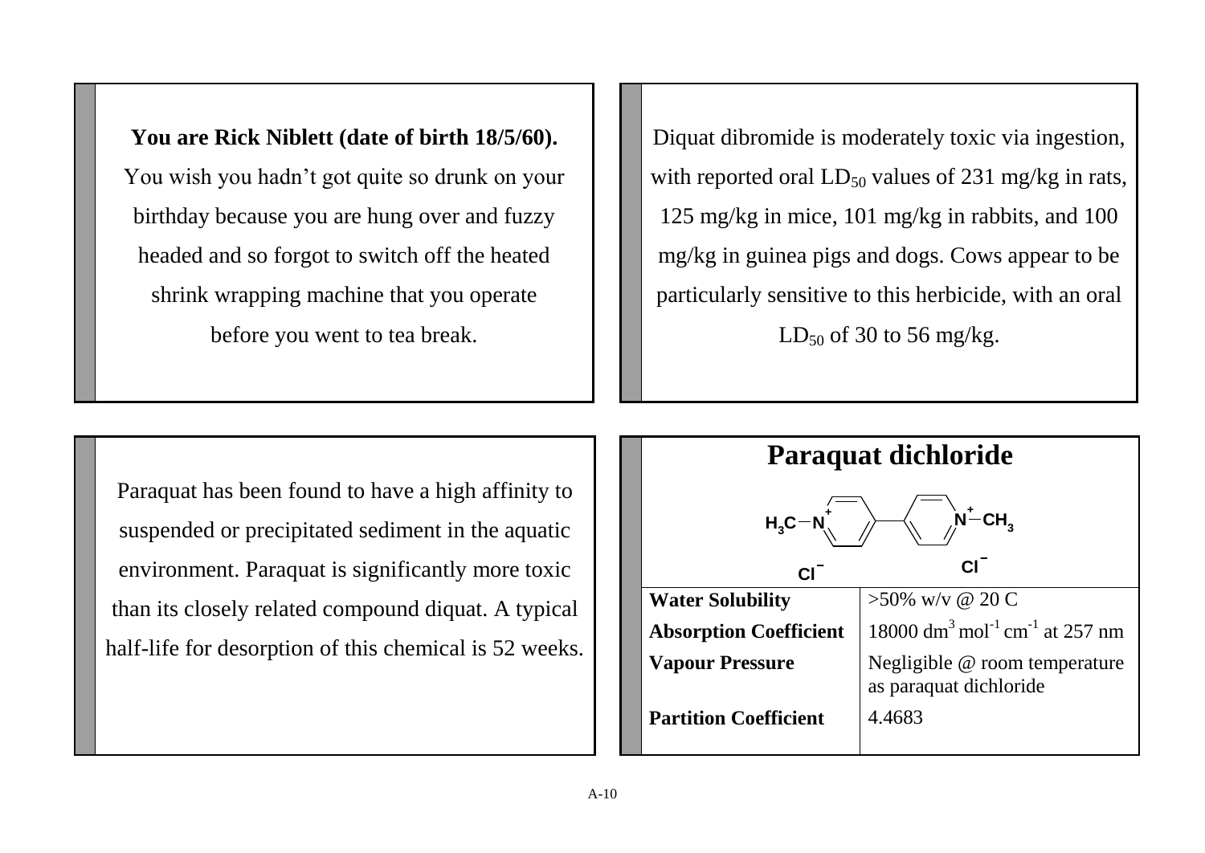**You are Rick Niblett (date of birth 18/5/60).** You wish you hadn't got quite so drunk on your birthday because you are hung over and fuzzy headed and so forgot to switch off the heated shrink wrapping machine that you operate before you went to tea break.

Diquat dibromide is moderately toxic via ingestion, with reported oral $LD_{50}$ values of 231 mg/kg in rats, 125 mg/kg in mice, 101 mg/kg in rabbits, and 100 mg/kg in guinea pigs and dogs. Cows appear to be particularly sensitive to this herbicide, with an oral $LD_{50}$ of 30 to 56 mg/kg.

Paraquat has been found to have a high affinity to suspended or precipitated sediment in the aquatic environment. Paraquat is significantly more toxic than its closely related compound diquat. A typical half-life for desorption of this chemical is 52 weeks.

## Paraquat dichloride

$H_3C-N^+$ (pyridinium)–(pyridinium) $N^+-CH_3$, $Cl^-$ $Cl^-$

| Property | Value |
|---|---|
| **Water Solubility** | >50% w/v @ 20 C |
| **Absorption Coefficient** | 18000 $dm^3\,mol^{-1}\,cm^{-1}$ at 257 nm |
| **Vapour Pressure** | Negligible @ room temperature as paraquat dichloride |
| **Partition Coefficient** | 4.4683 |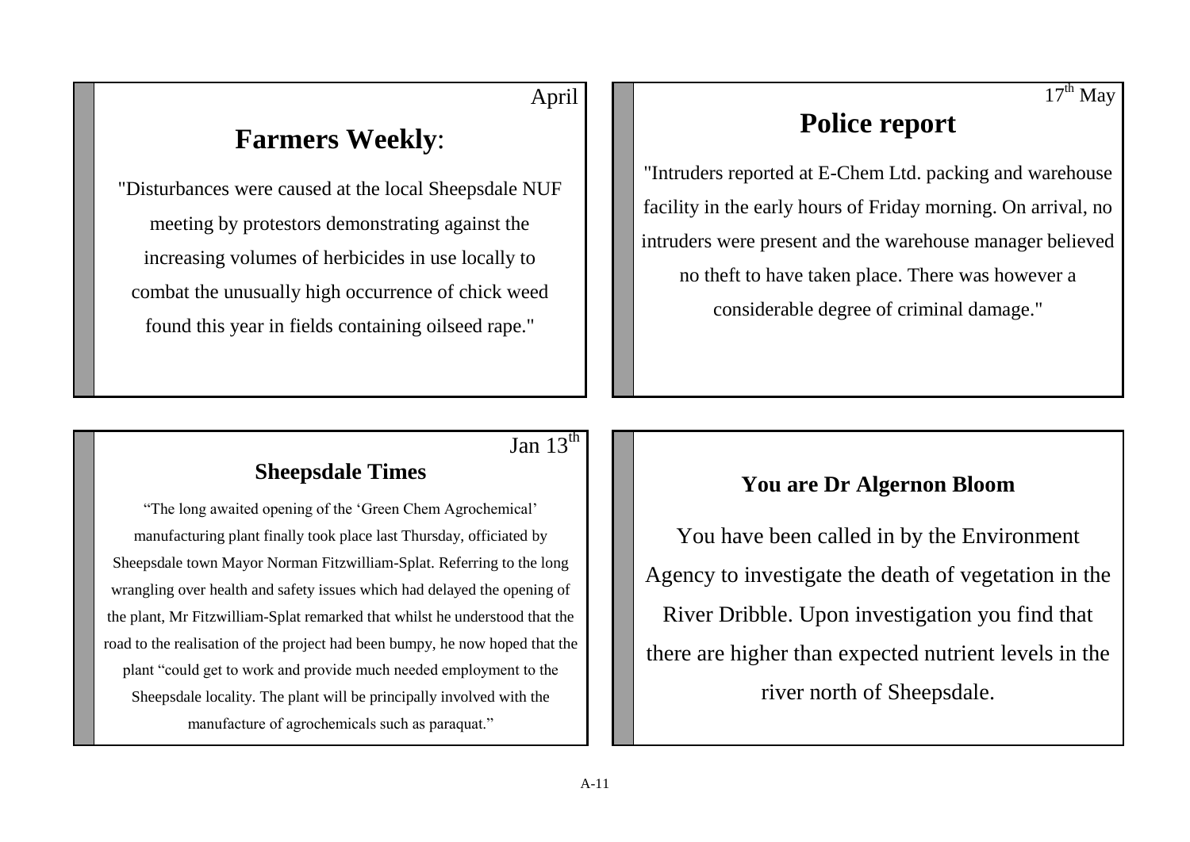April

## Farmers Weekly:

"Disturbances were caused at the local Sheepsdale NUF meeting by protestors demonstrating against the increasing volumes of herbicides in use locally to combat the unusually high occurrence of chick weed found this year in fields containing oilseed rape."

17th May

## Police report

"Intruders reported at E-Chem Ltd. packing and warehouse facility in the early hours of Friday morning. On arrival, no intruders were present and the warehouse manager believed no theft to have taken place. There was however a considerable degree of criminal damage."

Jan 13th

## Sheepsdale Times

"The long awaited opening of the 'Green Chem Agrochemical' manufacturing plant finally took place last Thursday, officiated by Sheepsdale town Mayor Norman Fitzwilliam-Splat. Referring to the long wrangling over health and safety issues which had delayed the opening of the plant, Mr Fitzwilliam-Splat remarked that whilst he understood that the road to the realisation of the project had been bumpy, he now hoped that the plant "could get to work and provide much needed employment to the Sheepsdale locality. The plant will be principally involved with the manufacture of agrochemicals such as paraquat."

## You are Dr Algernon Bloom

You have been called in by the Environment Agency to investigate the death of vegetation in the River Dribble. Upon investigation you find that there are higher than expected nutrient levels in the river north of Sheepsdale.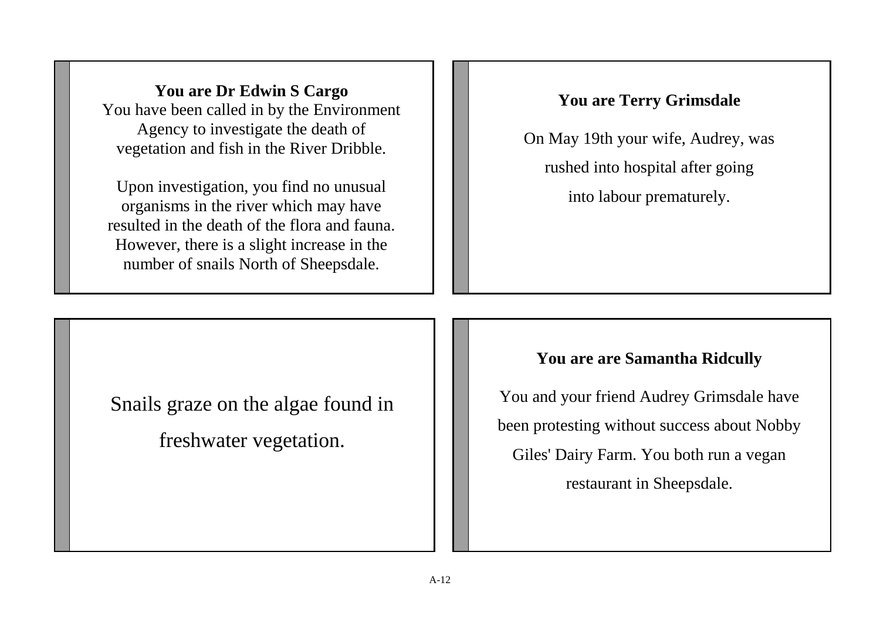**You are Dr Edwin S Cargo**

You have been called in by the Environment Agency to investigate the death of vegetation and fish in the River Dribble.

Upon investigation, you find no unusual organisms in the river which may have resulted in the death of the flora and fauna. However, there is a slight increase in the number of snails North of Sheepsdale.

---

**You are Terry Grimsdale**

On May 19th your wife, Audrey, was rushed into hospital after going into labour prematurely.

---

Snails graze on the algae found in freshwater vegetation.

---

**You are are Samantha Ridcully**

You and your friend Audrey Grimsdale have been protesting without success about Nobby Giles' Dairy Farm. You both run a vegan restaurant in Sheepsdale.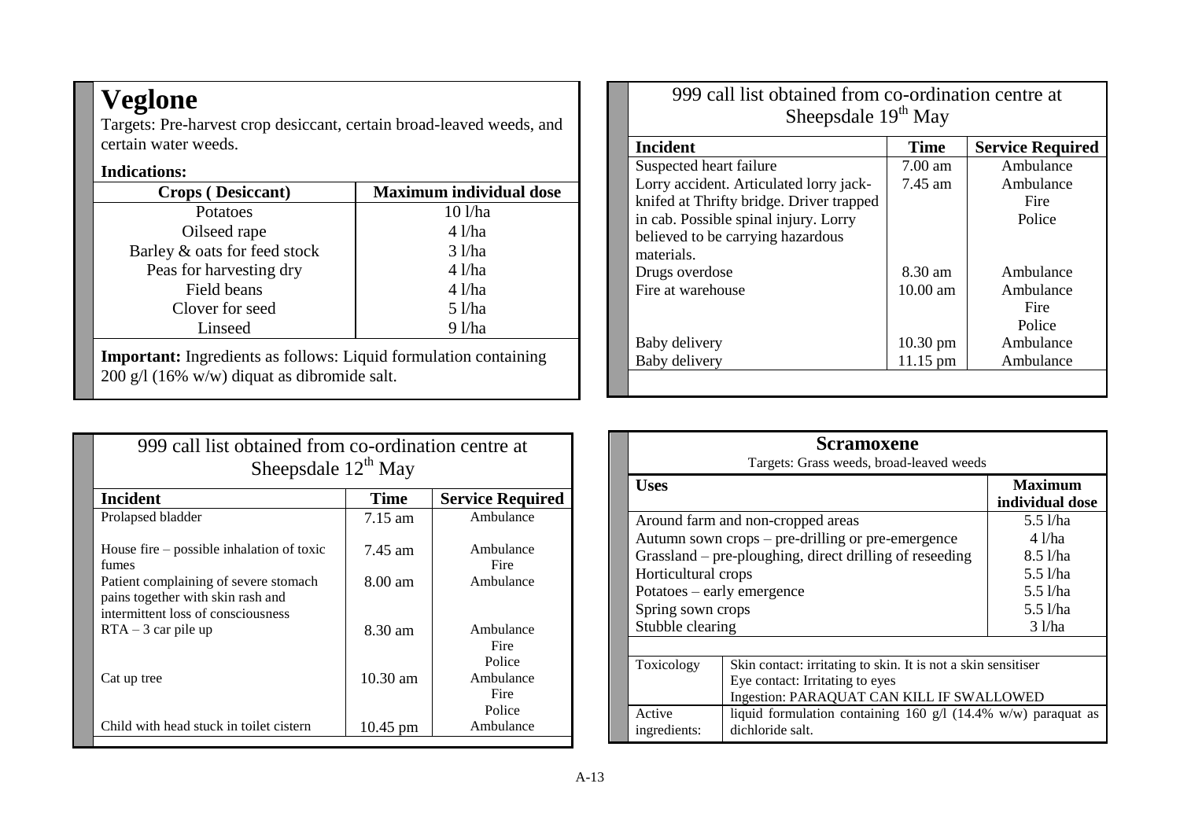# Veglone

Targets: Pre-harvest crop desiccant, certain broad-leaved weeds, and certain water weeds.

**Indications:**

| Crops ( Desiccant) | Maximum individual dose |
|---|---|
| Potatoes | 10 l/ha |
| Oilseed rape | 4 l/ha |
| Barley & oats for feed stock | 3 l/ha |
| Peas for harvesting dry | 4 l/ha |
| Field beans | 4 l/ha |
| Clover for seed | 5 l/ha |
| Linseed | 9 l/ha |

**Important:** Ingredients as follows: Liquid formulation containing 200 g/l (16% w/w) diquat as dibromide salt.

## 999 call list obtained from co-ordination centre at Sheepsdale 12th May

| Incident | Time | Service Required |
|---|---|---|
| Prolapsed bladder | 7.15 am | Ambulance |
| House fire – possible inhalation of toxic fumes | 7.45 am | Ambulance<br>Fire |
| Patient complaining of severe stomach pains together with skin rash and intermittent loss of consciousness | 8.00 am | Ambulance |
| RTA – 3 car pile up | 8.30 am | Ambulance<br>Fire<br>Police |
| Cat up tree | 10.30 am | Ambulance<br>Fire<br>Police |
| Child with head stuck in toilet cistern | 10.45 pm | Ambulance |

## 999 call list obtained from co-ordination centre at Sheepsdale 19th May

| Incident | Time | Service Required |
|---|---|---|
| Suspected heart failure | 7.00 am | Ambulance |
| Lorry accident. Articulated lorry jack-knifed at Thrifty bridge. Driver trapped in cab. Possible spinal injury. Lorry believed to be carrying hazardous materials. | 7.45 am | Ambulance<br>Fire<br>Police |
| Drugs overdose | 8.30 am | Ambulance |
| Fire at warehouse | 10.00 am | Ambulance<br>Fire<br>Police |
| Baby delivery | 10.30 pm | Ambulance |
| Baby delivery | 11.15 pm | Ambulance |

# Scramoxene

Targets: Grass weeds, broad-leaved weeds

| Uses | Maximum individual dose |
|---|---|
| Around farm and non-cropped areas | 5.5 l/ha |
| Autumn sown crops – pre-drilling or pre-emergence | 4 l/ha |
| Grassland – pre-ploughing, direct drilling of reseeding | 8.5 l/ha |
| Horticultural crops | 5.5 l/ha |
| Potatoes – early emergence | 5.5 l/ha |
| Spring sown crops | 5.5 l/ha |
| Stubble clearing | 3 l/ha |

| | |
|---|---|
| Toxicology | Skin contact: irritating to skin. It is not a skin sensitiser<br>Eye contact: Irritating to eyes<br>Ingestion: PARAQUAT CAN KILL IF SWALLOWED |
| Active ingredients: | liquid formulation containing 160 g/l (14.4% w/w) paraquat as dichloride salt. |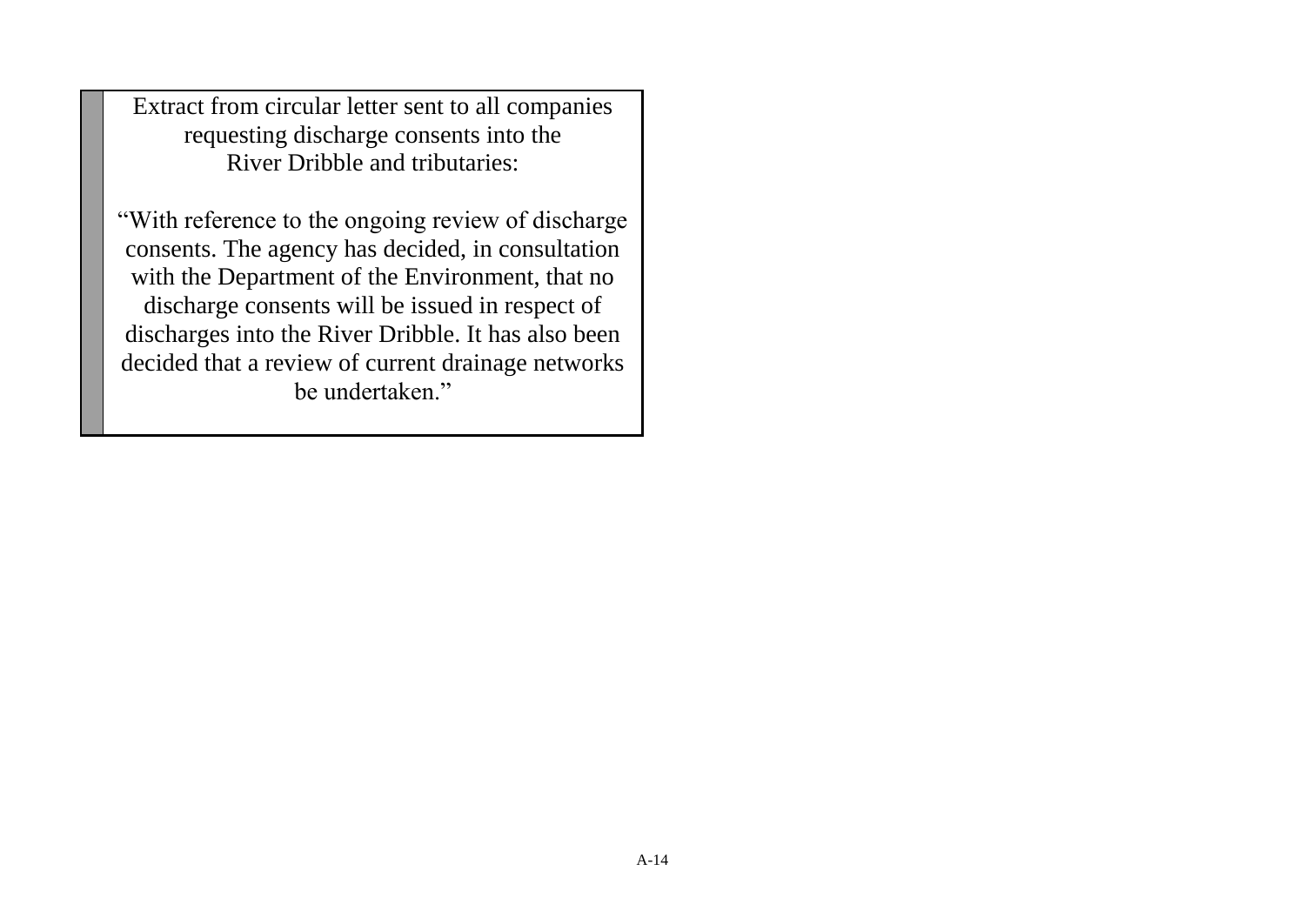Extract from circular letter sent to all companies requesting discharge consents into the River Dribble and tributaries:

"With reference to the ongoing review of discharge consents. The agency has decided, in consultation with the Department of the Environment, that no discharge consents will be issued in respect of discharges into the River Dribble. It has also been decided that a review of current drainage networks be undertaken."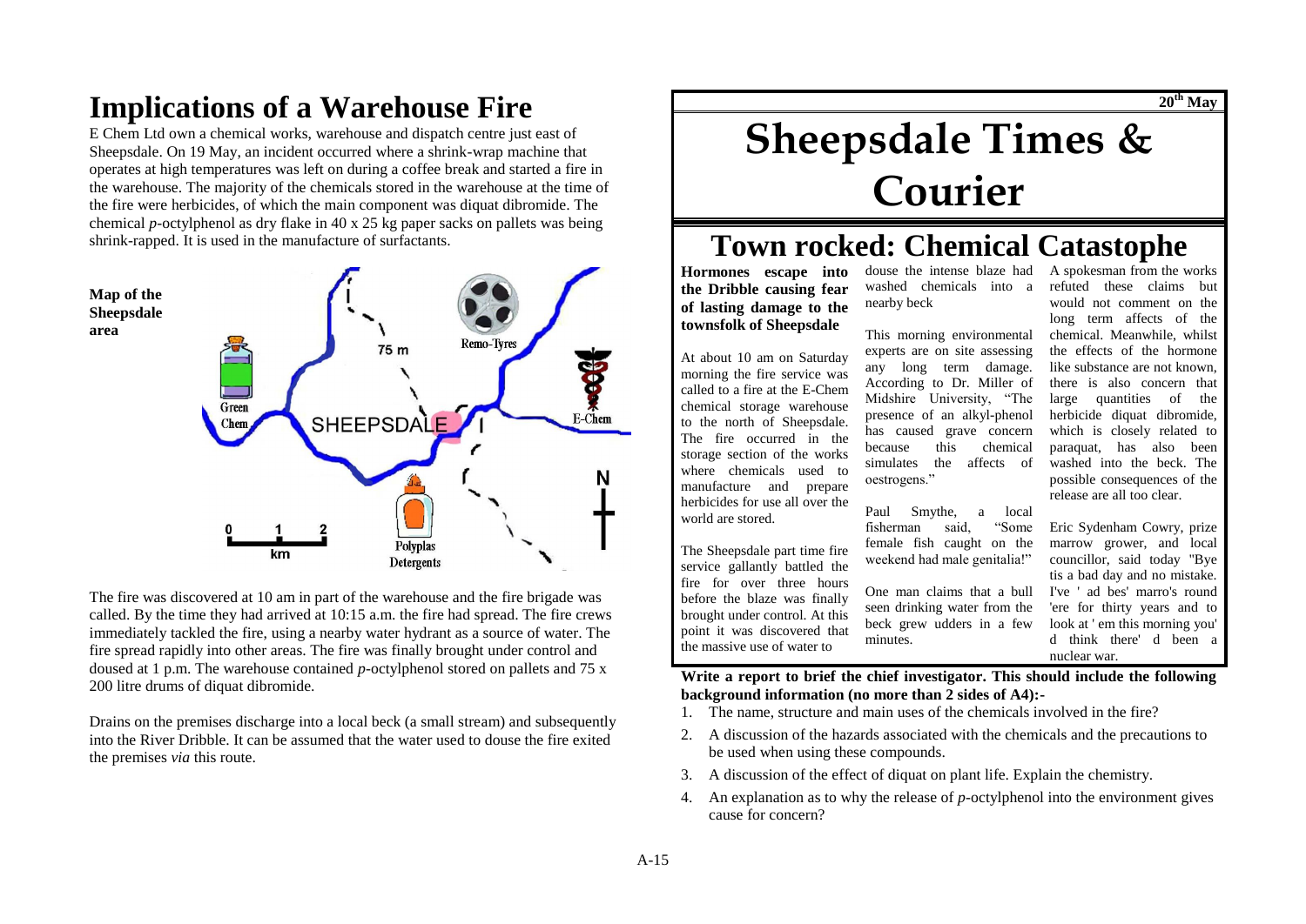# Implications of a Warehouse Fire

E Chem Ltd own a chemical works, warehouse and dispatch centre just east of Sheepsdale. On 19 May, an incident occurred where a shrink-wrap machine that operates at high temperatures was left on during a coffee break and started a fire in the warehouse. The majority of the chemicals stored in the warehouse at the time of the fire were herbicides, of which the main component was diquat dibromide. The chemical *p*-octylphenol as dry flake in 40 x 25 kg paper sacks on pallets was being shrink-rapped. It is used in the manufacture of surfactants.

**Map of the Sheepsdale area**

75 m

Remo-Tyres

Green Chem

SHEEPSDALE

E-Chem

N

0 1 2
km

Polyplas Detergents

The fire was discovered at 10 am in part of the warehouse and the fire brigade was called. By the time they had arrived at 10:15 a.m. the fire had spread. The fire crews immediately tackled the fire, using a nearby water hydrant as a source of water. The fire spread rapidly into other areas. The fire was finally brought under control and doused at 1 p.m. The warehouse contained *p*-octylphenol stored on pallets and 75 x 200 litre drums of diquat dibromide.

Drains on the premises discharge into a local beck (a small stream) and subsequently into the River Dribble. It can be assumed that the water used to douse the fire exited the premises *via* this route.

**20th May**

# Sheepsdale Times & Courier

## Town rocked: Chemical Catastophe

**Hormones escape into the Dribble causing fear of lasting damage to the townsfolk of Sheepsdale**

At about 10 am on Saturday morning the fire service was called to a fire at the E-Chem chemical storage warehouse to the north of Sheepsdale. The fire occurred in the storage section of the works where chemicals used to manufacture and prepare herbicides for use all over the world are stored.

The Sheepsdale part time fire service gallantly battled the fire for over three hours before the blaze was finally brought under control. At this point it was discovered that the massive use of water to douse the intense blaze had washed chemicals into a nearby beck

This morning environmental experts are on site assessing any long term damage. According to Dr. Miller of Midshire University, "The presence of an alkyl-phenol has caused grave concern because this chemical simulates the affects of oestrogens."

Paul Smythe, a local fisherman said, "Some female fish caught on the weekend had male genitalia!"

One man claims that a bull seen drinking water from the beck grew udders in a few minutes.

A spokesman from the works refuted these claims but would not comment on the long term affects of the chemical. Meanwhile, whilst the effects of the hormone like substance are not known, there is also concern that large quantities of the herbicide diquat dibromide, which is closely related to paraquat, has also been washed into the beck. The possible consequences of the release are all too clear.

Eric Sydenham Cowry, prize marrow grower, and local councillor, said today "Bye tis a bad day and no mistake. I've ' ad bes' marro's round 'ere for thirty years and to look at ' em this morning you' d think there' d been a nuclear war.

**Write a report to brief the chief investigator. This should include the following background information (no more than 2 sides of A4):-**

1. The name, structure and main uses of the chemicals involved in the fire?
2. A discussion of the hazards associated with the chemicals and the precautions to be used when using these compounds.
3. A discussion of the effect of diquat on plant life. Explain the chemistry.
4. An explanation as to why the release of *p*-octylphenol into the environment gives cause for concern?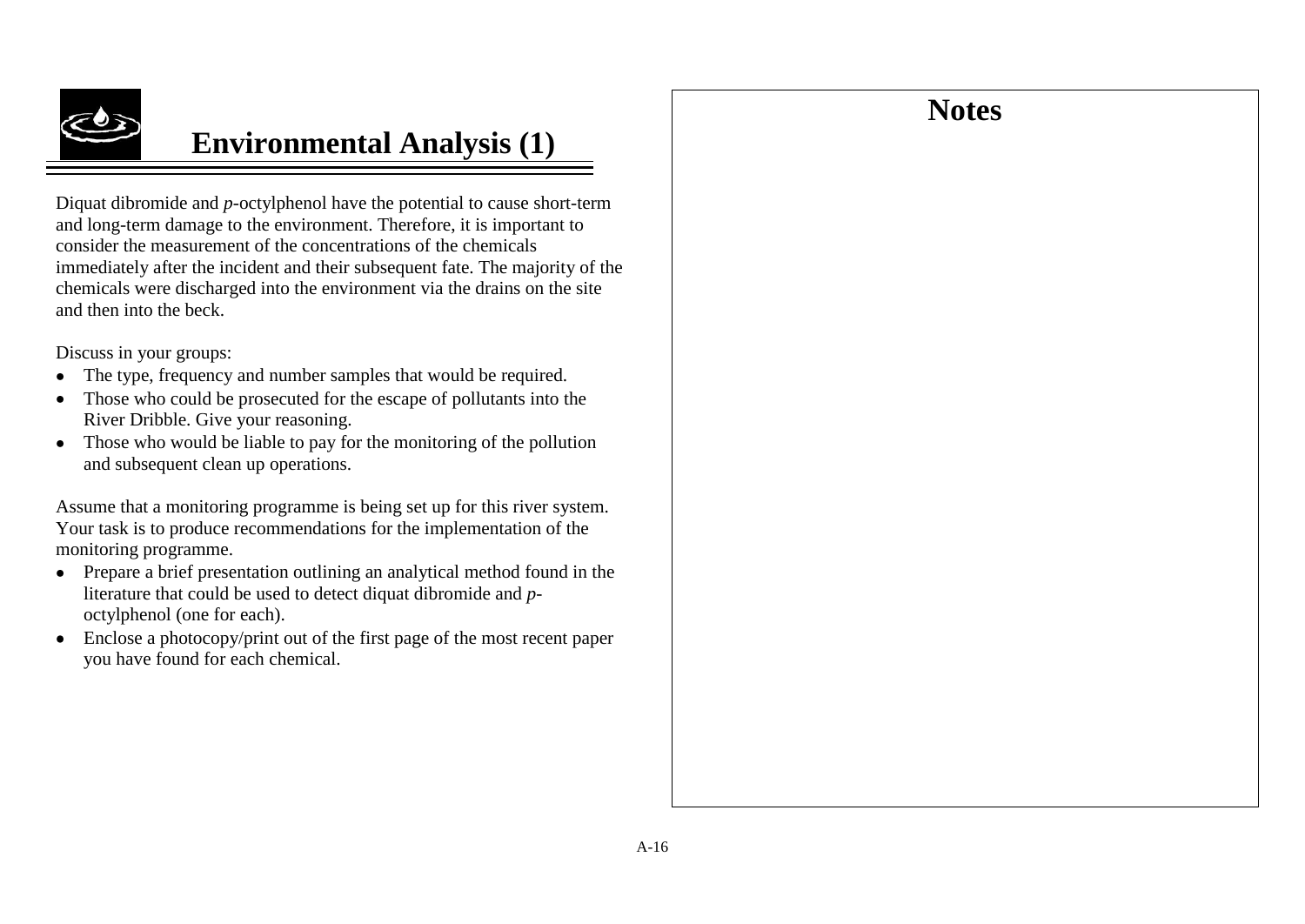# Environmental Analysis (1)

Diquat dibromide and *p*-octylphenol have the potential to cause short-term and long-term damage to the environment. Therefore, it is important to consider the measurement of the concentrations of the chemicals immediately after the incident and their subsequent fate. The majority of the chemicals were discharged into the environment via the drains on the site and then into the beck.

Discuss in your groups:

- The type, frequency and number samples that would be required.
- Those who could be prosecuted for the escape of pollutants into the River Dribble. Give your reasoning.
- Those who would be liable to pay for the monitoring of the pollution and subsequent clean up operations.

Assume that a monitoring programme is being set up for this river system. Your task is to produce recommendations for the implementation of the monitoring programme.

- Prepare a brief presentation outlining an analytical method found in the literature that could be used to detect diquat dibromide and *p*-octylphenol (one for each).
- Enclose a photocopy/print out of the first page of the most recent paper you have found for each chemical.

## Notes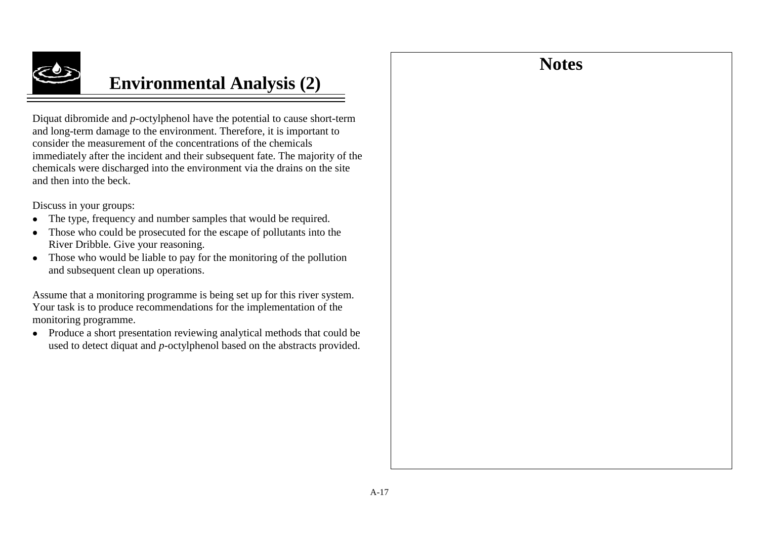# Environmental Analysis (2)

Diquat dibromide and *p*-octylphenol have the potential to cause short-term and long-term damage to the environment. Therefore, it is important to consider the measurement of the concentrations of the chemicals immediately after the incident and their subsequent fate. The majority of the chemicals were discharged into the environment via the drains on the site and then into the beck.

Discuss in your groups:

- The type, frequency and number samples that would be required.
- Those who could be prosecuted for the escape of pollutants into the River Dribble. Give your reasoning.
- Those who would be liable to pay for the monitoring of the pollution and subsequent clean up operations.

Assume that a monitoring programme is being set up for this river system. Your task is to produce recommendations for the implementation of the monitoring programme.

- Produce a short presentation reviewing analytical methods that could be used to detect diquat and *p*-octylphenol based on the abstracts provided.

## Notes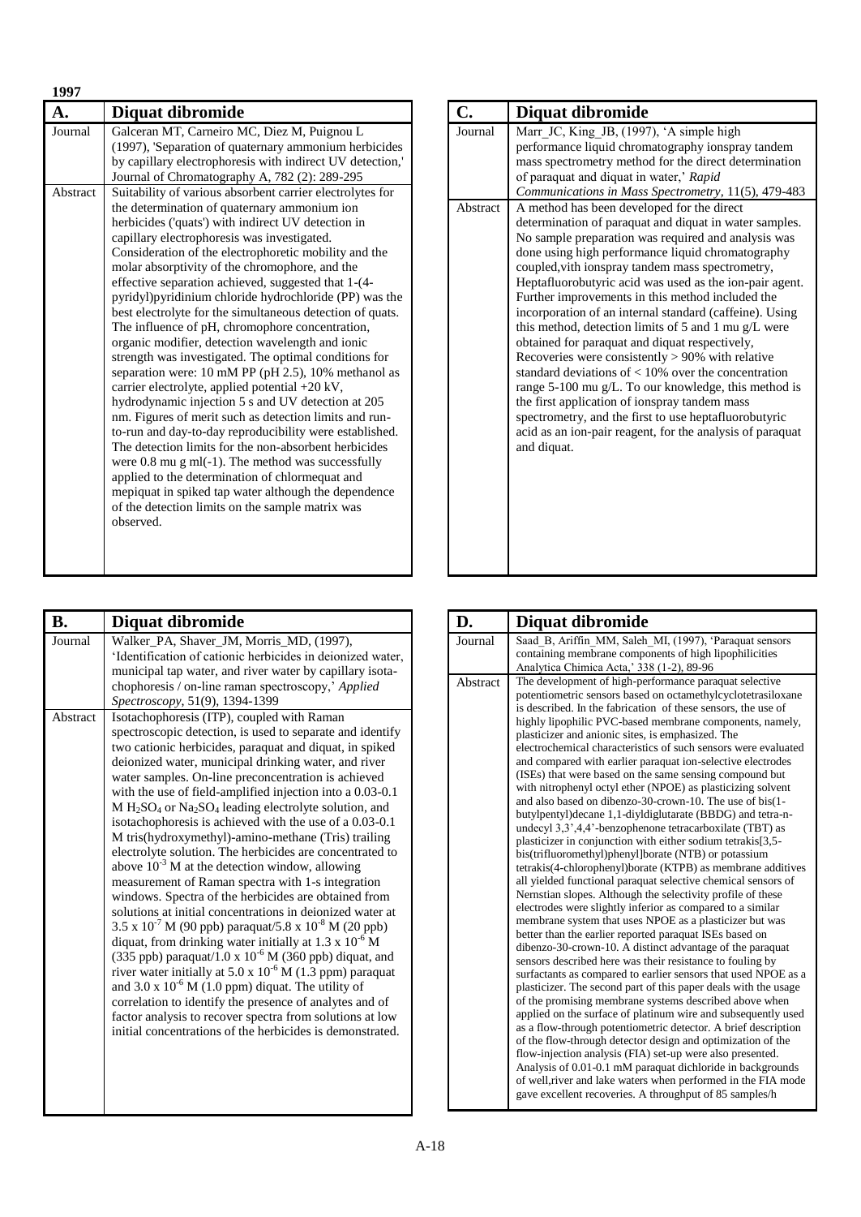**1997**

| **A.** | **Diquat dibromide** |
|---|---|
| Journal | Galceran MT, Carneiro MC, Diez M, Puignou L (1997), 'Separation of quaternary ammonium herbicides by capillary electrophoresis with indirect UV detection,' Journal of Chromatography A, 782 (2): 289-295 |
| Abstract | Suitability of various absorbent carrier electrolytes for the determination of quaternary ammonium ion herbicides ('quats') with indirect UV detection in capillary electrophoresis was investigated. Consideration of the electrophoretic mobility and the molar absorptivity of the chromophore, and the effective separation achieved, suggested that 1-(4-pyridyl)pyridinium chloride hydrochloride (PP) was the best electrolyte for the simultaneous detection of quats. The influence of pH, chromophore concentration, organic modifier, detection wavelength and ionic strength was investigated. The optimal conditions for separation were: 10 mM PP (pH 2.5), 10% methanol as carrier electrolyte, applied potential +20 kV, hydrodynamic injection 5 s and UV detection at 205 nm. Figures of merit such as detection limits and run-to-run and day-to-day reproducibility were established. The detection limits for the non-absorbent herbicides were 0.8 mu g ml(-1). The method was successfully applied to the determination of chlormequat and mepiquat in spiked tap water although the dependence of the detection limits on the sample matrix was observed. |

| **B.** | **Diquat dibromide** |
|---|---|
| Journal | Walker_PA, Shaver_JM, Morris_MD, (1997), 'Identification of cationic herbicides in deionized water, municipal tap water, and river water by capillary isotachophoresis / on-line raman spectroscopy,' *Applied Spectroscopy*, 51(9), 1394-1399 |
| Abstract | Isotachophoresis (ITP), coupled with Raman spectroscopic detection, is used to separate and identify two cationic herbicides, paraquat and diquat, in spiked deionized water, municipal drinking water, and river water samples. On-line preconcentration is achieved with the use of field-amplified injection into a 0.03-0.1 M $H_2SO_4$ or $Na_2SO_4$ leading electrolyte solution, and isotachophoresis is achieved with the use of a 0.03-0.1 M tris(hydroxymethyl)-amino-methane (Tris) trailing electrolyte solution. The herbicides are concentrated to above $10^{-3}$ M at the detection window, allowing measurement of Raman spectra with 1-s integration windows. Spectra of the herbicides are obtained from solutions at initial concentrations in deionized water at $3.5 \times 10^{-7}$ M (90 ppb) paraquat/$5.8 \times 10^{-8}$ M (20 ppb) diquat, from drinking water initially at $1.3 \times 10^{-6}$ M (335 ppb) paraquat/$1.0 \times 10^{-6}$ M (360 ppb) diquat, and river water initially at $5.0 \times 10^{-6}$ M (1.3 ppm) paraquat and $3.0 \times 10^{-6}$ M (1.0 ppm) diquat. The utility of correlation to identify the presence of analytes and of factor analysis to recover spectra from solutions at low initial concentrations of the herbicides is demonstrated. |

| **C.** | **Diquat dibromide** |
|---|---|
| Journal | Marr_JC, King_JB, (1997), 'A simple high performance liquid chromatography ionspray tandem mass spectrometry method for the direct determination of paraquat and diquat in water,' *Rapid Communications in Mass Spectrometry*, 11(5), 479-483 |
| Abstract | A method has been developed for the direct determination of paraquat and diquat in water samples. No sample preparation was required and analysis was done using high performance liquid chromatography coupled,vith ionspray tandem mass spectrometry, Heptafluorobutyric acid was used as the ion-pair agent. Further improvements in this method included the incorporation of an internal standard (caffeine). Using this method, detection limits of 5 and 1 mu g/L were obtained for paraquat and diquat respectively, Recoveries were consistently > 90% with relative standard deviations of < 10% over the concentration range 5-100 mu g/L. To our knowledge, this method is the first application of ionspray tandem mass spectrometry, and the first to use heptafluorobutyric acid as an ion-pair reagent, for the analysis of paraquat and diquat. |

| **D.** | **Diquat dibromide** |
|---|---|
| Journal | Saad_B, Ariffin_MM, Saleh_MI, (1997), 'Paraquat sensors containing membrane components of high lipophilicities Analytica Chimica Acta,' 338 (1-2), 89-96 |
| Abstract | The development of high-performance paraquat selective potentiometric sensors based on octamethylcyclotetrasiloxane is described. In the fabrication of these sensors, the use of highly lipophilic PVC-based membrane components, namely, plasticizer and anionic sites, is emphasized. The electrochemical characteristics of such sensors were evaluated and compared with earlier paraquat ion-selective electrodes (ISEs) that were based on the same sensing compound but with nitrophenyl octyl ether (NPOE) as plasticizing solvent and also based on dibenzo-30-crown-10. The use of bis(1-butylpentyl)decane 1,1-diyldiglutarate (BBDG) and tetra-n-undecyl 3,3',4,4'-benzophenone tetracarboxilate (TBT) as plasticizer in conjunction with either sodium tetrakis[3,5-bis(trifluoromethyl)phenyl]borate (NTB) or potassium tetrakis(4-chlorophenyl)borate (KTPB) as membrane additives all yielded functional paraquat selective chemical sensors of Nernstian slopes. Although the selectivity profile of these electrodes were slightly inferior as compared to a similar membrane system that uses NPOE as a plasticizer but was better than the earlier reported paraquat ISEs based on dibenzo-30-crown-10. A distinct advantage of the paraquat sensors described here was their resistance to fouling by surfactants as compared to earlier sensors that used NPOE as a plasticizer. The second part of this paper deals with the usage of the promising membrane systems described above when applied on the surface of platinum wire and subsequently used as a flow-through potentiometric detector. A brief description of the flow-through detector design and optimization of the flow-injection analysis (FIA) set-up were also presented. Analysis of 0.01-0.1 mM paraquat dichloride in backgrounds of well,river and lake waters when performed in the FIA mode gave excellent recoveries. A throughput of 85 samples/h |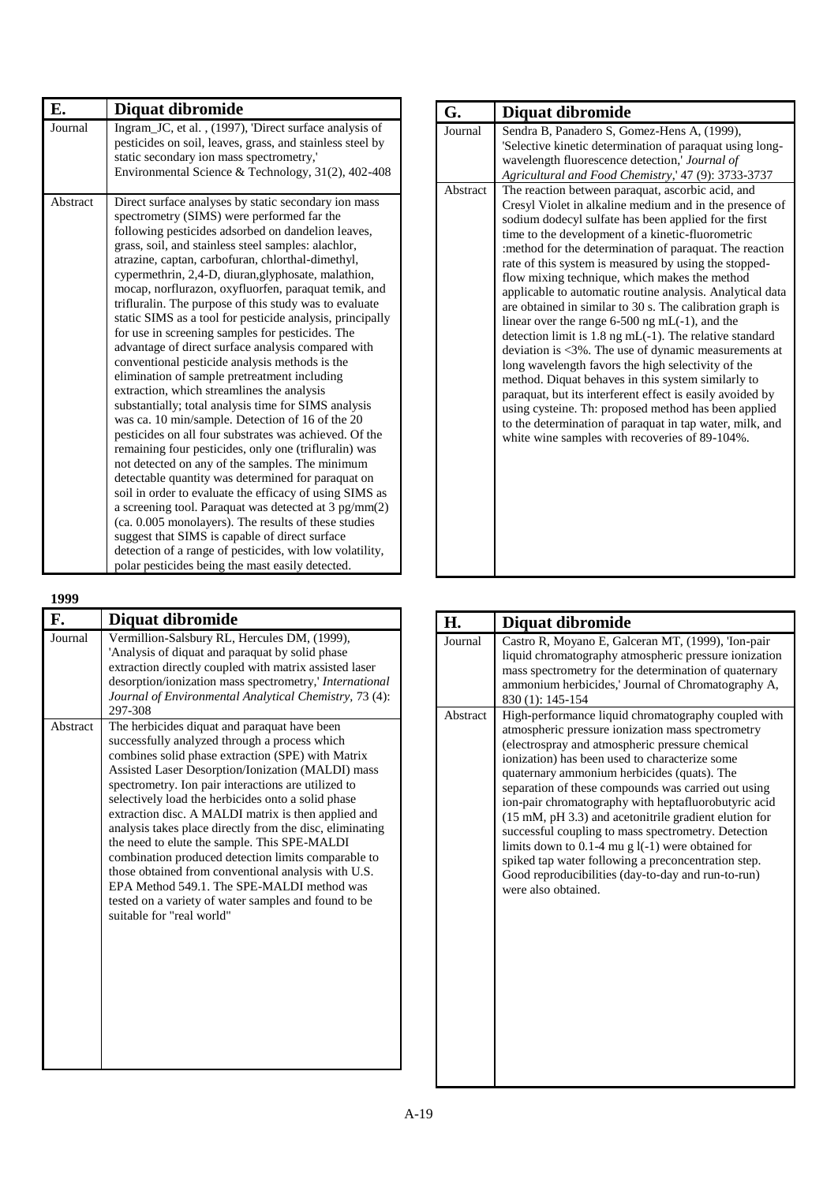| E. | Diquat dibromide |
| --- | --- |
| Journal | Ingram_JC, et al. , (1997), 'Direct surface analysis of pesticides on soil, leaves, grass, and stainless steel by static secondary ion mass spectrometry,' Environmental Science & Technology, 31(2), 402-408 |
| Abstract | Direct surface analyses by static secondary ion mass spectrometry (SIMS) were performed far the following pesticides adsorbed on dandelion leaves, grass, soil, and stainless steel samples: alachlor, atrazine, captan, carbofuran, chlorthal-dimethyl, cypermethrin, 2,4-D, diuran,glyphosate, malathion, mocap, norflurazon, oxyfluorfen, paraquat temik, and trifluralin. The purpose of this study was to evaluate static SIMS as a tool for pesticide analysis, principally for use in screening samples for pesticides. The advantage of direct surface analysis compared with conventional pesticide analysis methods is the elimination of sample pretreatment including extraction, which streamlines the analysis substantially; total analysis time for SIMS analysis was ca. 10 min/sample. Detection of 16 of the 20 pesticides on all four substrates was achieved. Of the remaining four pesticides, only one (trifluralin) was not detected on any of the samples. The minimum detectable quantity was determined for paraquat on soil in order to evaluate the efficacy of using SIMS as a screening tool. Paraquat was detected at 3 pg/mm(2) (ca. 0.005 monolayers). The results of these studies suggest that SIMS is capable of direct surface detection of a range of pesticides, with low volatility, polar pesticides being the mast easily detected. |

**1999**

| F. | Diquat dibromide |
| --- | --- |
| Journal | Vermillion-Salsbury RL, Hercules DM, (1999), 'Analysis of diquat and paraquat by solid phase extraction directly coupled with matrix assisted laser desorption/ionization mass spectrometry,' *International Journal of Environmental Analytical Chemistry*, 73 (4): 297-308 |
| Abstract | The herbicides diquat and paraquat have been successfully analyzed through a process which combines solid phase extraction (SPE) with Matrix Assisted Laser Desorption/Ionization (MALDI) mass spectrometry. Ion pair interactions are utilized to selectively load the herbicides onto a solid phase extraction disc. A MALDI matrix is then applied and analysis takes place directly from the disc, eliminating the need to elute the sample. This SPE-MALDI combination produced detection limits comparable to those obtained from conventional analysis with U.S. EPA Method 549.1. The SPE-MALDI method was tested on a variety of water samples and found to be suitable for "real world" |

| G. | Diquat dibromide |
| --- | --- |
| Journal | Sendra B, Panadero S, Gomez-Hens A, (1999), 'Selective kinetic determination of paraquat using long-wavelength fluorescence detection,' *Journal of Agricultural and Food Chemistry*,' 47 (9): 3733-3737 |
| Abstract | The reaction between paraquat, ascorbic acid, and Cresyl Violet in alkaline medium and in the presence of sodium dodecyl sulfate has been applied for the first time to the development of a kinetic-fluorometric :method for the determination of paraquat. The reaction rate of this system is measured by using the stopped-flow mixing technique, which makes the method applicable to automatic routine analysis. Analytical data are obtained in similar to 30 s. The calibration graph is linear over the range 6-500 ng mL(-1), and the detection limit is 1.8 ng mL(-1). The relative standard deviation is <3%. The use of dynamic measurements at long wavelength favors the high selectivity of the method. Diquat behaves in this system similarly to paraquat, but its interferent effect is easily avoided by using cysteine. Th: proposed method has been applied to the determination of paraquat in tap water, milk, and white wine samples with recoveries of 89-104%. |

| H. | Diquat dibromide |
| --- | --- |
| Journal | Castro R, Moyano E, Galceran MT, (1999), 'Ion-pair liquid chromatography atmospheric pressure ionization mass spectrometry for the determination of quaternary ammonium herbicides,' Journal of Chromatography A, 830 (1): 145-154 |
| Abstract | High-performance liquid chromatography coupled with atmospheric pressure ionization mass spectrometry (electrospray and atmospheric pressure chemical ionization) has been used to characterize some quaternary ammonium herbicides (quats). The separation of these compounds was carried out using ion-pair chromatography with heptafluorobutyric acid (15 mM, pH 3.3) and acetonitrile gradient elution for successful coupling to mass spectrometry. Detection limits down to 0.1-4 mu g l(-1) were obtained for spiked tap water following a preconcentration step. Good reproducibilities (day-to-day and run-to-run) were also obtained. |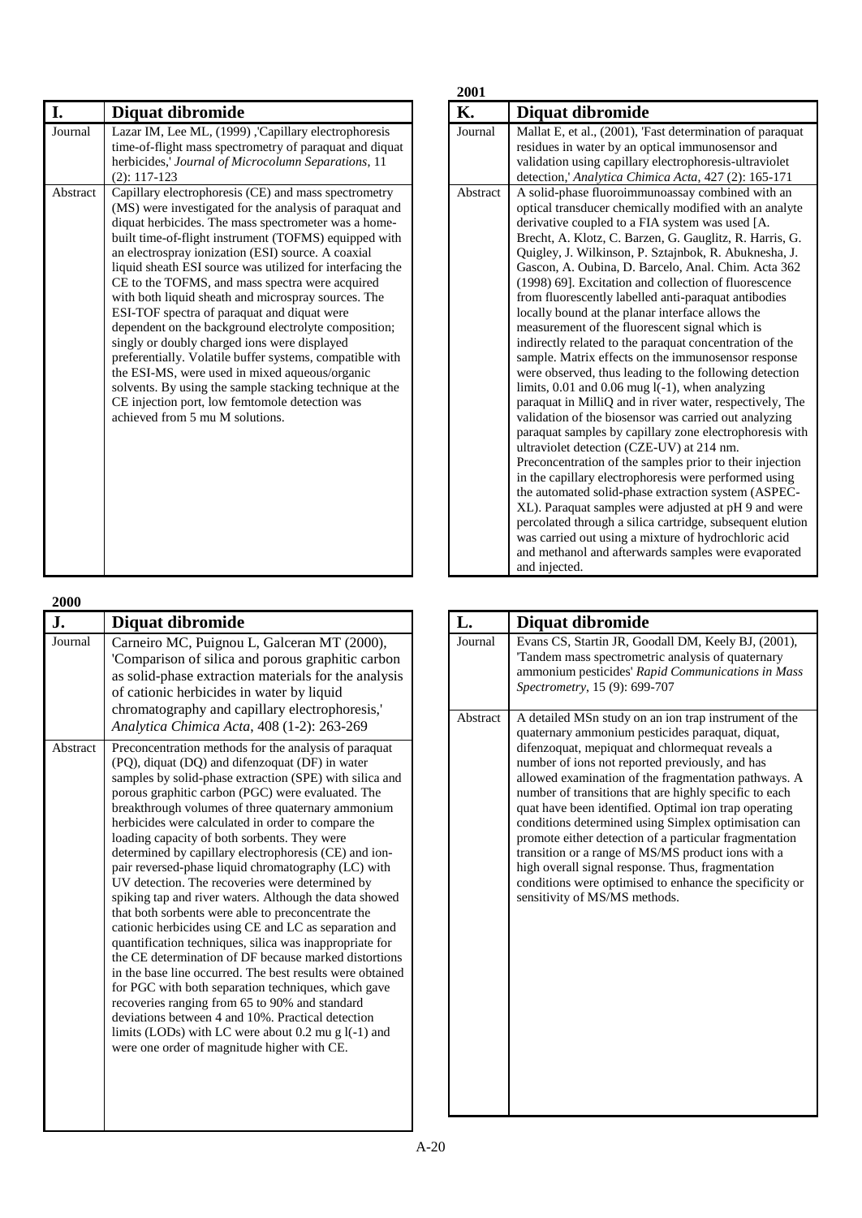| I. | Diquat dibromide |
|---|---|
| Journal | Lazar IM, Lee ML, (1999) ,'Capillary electrophoresis time-of-flight mass spectrometry of paraquat and diquat herbicides,' *Journal of Microcolumn Separations*, 11 (2): 117-123 |
| Abstract | Capillary electrophoresis (CE) and mass spectrometry (MS) were investigated for the analysis of paraquat and diquat herbicides. The mass spectrometer was a home-built time-of-flight instrument (TOFMS) equipped with an electrospray ionization (ESI) source. A coaxial liquid sheath ESI source was utilized for interfacing the CE to the TOFMS, and mass spectra were acquired with both liquid sheath and microspray sources. The ESI-TOF spectra of paraquat and diquat were dependent on the background electrolyte composition; singly or doubly charged ions were displayed preferentially. Volatile buffer systems, compatible with the ESI-MS, were used in mixed aqueous/organic solvents. By using the sample stacking technique at the CE injection port, low femtomole detection was achieved from 5 mu M solutions. |

**2000**

| J. | Diquat dibromide |
|---|---|
| Journal | Carneiro MC, Puignou L, Galceran MT (2000), 'Comparison of silica and porous graphitic carbon as solid-phase extraction materials for the analysis of cationic herbicides in water by liquid chromatography and capillary electrophoresis,' *Analytica Chimica Acta*, 408 (1-2): 263-269 |
| Abstract | Preconcentration methods for the analysis of paraquat (PQ), diquat (DQ) and difenzoquat (DF) in water samples by solid-phase extraction (SPE) with silica and porous graphitic carbon (PGC) were evaluated. The breakthrough volumes of three quaternary ammonium herbicides were calculated in order to compare the loading capacity of both sorbents. They were determined by capillary electrophoresis (CE) and ion-pair reversed-phase liquid chromatography (LC) with UV detection. The recoveries were determined by spiking tap and river waters. Although the data showed that both sorbents were able to preconcentrate the cationic herbicides using CE and LC as separation and quantification techniques, silica was inappropriate for the CE determination of DF because marked distortions in the base line occurred. The best results were obtained for PGC with both separation techniques, which gave recoveries ranging from 65 to 90% and standard deviations between 4 and 10%. Practical detection limits (LODs) with LC were about 0.2 mu g l(-1) and were one order of magnitude higher with CE. |

**2001**

| K. | Diquat dibromide |
|---|---|
| Journal | Mallat E, et al., (2001), 'Fast determination of paraquat residues in water by an optical immunosensor and validation using capillary electrophoresis-ultraviolet detection,' *Analytica Chimica Acta*, 427 (2): 165-171 |
| Abstract | A solid-phase fluoroimmunoassay combined with an optical transducer chemically modified with an analyte derivative coupled to a FIA system was used [A. Brecht, A. Klotz, C. Barzen, G. Gauglitz, R. Harris, G. Quigley, J. Wilkinson, P. Sztajnbok, R. Abuknesha, J. Gascon, A. Oubina, D. Barcelo, Anal. Chim. Acta 362 (1998) 69]. Excitation and collection of fluorescence from fluorescently labelled anti-paraquat antibodies locally bound at the planar interface allows the measurement of the fluorescent signal which is indirectly related to the paraquat concentration of the sample. Matrix effects on the immunosensor response were observed, thus leading to the following detection limits, 0.01 and 0.06 mug l(-1), when analyzing paraquat in MilliQ and in river water, respectively, The validation of the biosensor was carried out analyzing paraquat samples by capillary zone electrophoresis with ultraviolet detection (CZE-UV) at 214 nm. Preconcentration of the samples prior to their injection in the capillary electrophoresis were performed using the automated solid-phase extraction system (ASPEC-XL). Paraquat samples were adjusted at pH 9 and were percolated through a silica cartridge, subsequent elution was carried out using a mixture of hydrochloric acid and methanol and afterwards samples were evaporated and injected. |

| L. | Diquat dibromide |
|---|---|
| Journal | Evans CS, Startin JR, Goodall DM, Keely BJ, (2001), 'Tandem mass spectrometric analysis of quaternary ammonium pesticides' *Rapid Communications in Mass Spectrometry*, 15 (9): 699-707 |
| Abstract | A detailed MSn study on an ion trap instrument of the quaternary ammonium pesticides paraquat, diquat, difenzoquat, mepiquat and chlormequat reveals a number of ions not reported previously, and has allowed examination of the fragmentation pathways. A number of transitions that are highly specific to each quat have been identified. Optimal ion trap operating conditions determined using Simplex optimisation can promote either detection of a particular fragmentation transition or a range of MS/MS product ions with a high overall signal response. Thus, fragmentation conditions were optimised to enhance the specificity or sensitivity of MS/MS methods. |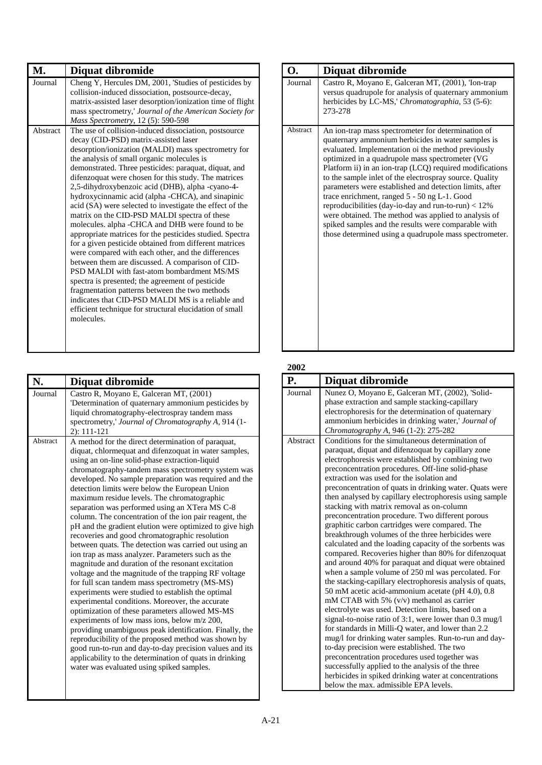| M. | Diquat dibromide |
|---|---|
| Journal | Cheng Y, Hercules DM, 2001, 'Studies of pesticides by collision-induced dissociation, postsource-decay, matrix-assisted laser desorption/ionization time of flight mass spectrometry,' *Journal of the American Society for Mass Spectrometry*, 12 (5): 590-598 |
| Abstract | The use of collision-induced dissociation, postsource decay (CID-PSD) matrix-assisted laser desorption/ionization (MALDI) mass spectrometry for the analysis of small organic molecules is demonstrated. Three pesticides: paraquat, diquat, and difenzoquat were chosen for this study. The matrices 2,5-dihydroxybenzoic acid (DHB), alpha -cyano-4-hydroxycinnamic acid (alpha -CHCA), and sinapinic acid (SA) were selected to investigate the effect of the matrix on the CID-PSD MALDI spectra of these molecules. alpha -CHCA and DHB were found to be appropriate matrices for the pesticides studied. Spectra for a given pesticide obtained from different matrices were compared with each other, and the differences between them are discussed. A comparison of CID-PSD MALDI with fast-atom bombardment MS/MS spectra is presented; the agreement of pesticide fragmentation patterns between the two methods indicates that CID-PSD MALDI MS is a reliable and efficient technique for structural elucidation of small molecules. |

| N. | Diquat dibromide |
|---|---|
| Journal | Castro R, Moyano E, Galceran MT, (2001) 'Determination of quaternary ammonium pesticides by liquid chromatography-electrospray tandem mass spectrometry,' *Journal of Chromatography A*, 914 (1-2): 111-121 |
| Abstract | A method for the direct determination of paraquat, diquat, chlormequat and difenzoquat in water samples, using an on-line solid-phase extraction-liquid chromatography-tandem mass spectrometry system was developed. No sample preparation was required and the detection limits were below the European Union maximum residue levels. The chromatographic separation was performed using an XTera MS C-8 column. The concentration of the ion pair reagent, the pH and the gradient elution were optimized to give high recoveries and good chromatographic resolution between quats. The detection was carried out using an ion trap as mass analyzer. Parameters such as the magnitude and duration of the resonant excitation voltage and the magnitude of the trapping RF voltage for full scan tandem mass spectrometry (MS-MS) experiments were studied to establish the optimal experimental conditions. Moreover, the accurate optimization of these parameters allowed MS-MS experiments of low mass ions, below m/z 200, providing unambiguous peak identification. Finally, the reproducibility of the proposed method was shown by good run-to-run and day-to-day precision values and its applicability to the determination of quats in drinking water was evaluated using spiked samples. |

| O. | Diquat dibromide |
|---|---|
| Journal | Castro R, Moyano E, Galceran MT, (2001), 'Ion-trap versus quadrupole for analysis of quaternary ammonium herbicides by LC-MS,' *Chromatographia*, 53 (5-6): 273-278 |
| Abstract | An ion-trap mass spectrometer for determination of quaternary ammonium herbicides in water samples is evaluated. Implementation oi the method previously optimized in a quadrupole mass spectrometer (VG Platform ii) in an ion-trap (LCQ) required modifications to the sample inlet of the electrospray source. Quality parameters were established and detection limits, after trace enrichment, ranged 5 - 50 ng L-1. Good reproducibilities (day-io-day and run-to-run) < 12% were obtained. The method was applied to analysis of spiked samples and the results were comparable with those determined using a quadrupole mass spectrometer. |

**2002**

| P. | Diquat dibromide |
|---|---|
| Journal | Nunez O, Moyano E, Galceran MT, (2002), 'Solid-phase extraction and sample stacking-capillary electrophoresis for the determination of quaternary ammonium herbicides in drinking water,' *Journal of Chromatography A*, 946 (1-2): 275-282 |
| Abstract | Conditions for the simultaneous determination of paraquat, diquat and difenzoquat by capillary zone electrophoresis were established by combining two preconcentration procedures. Off-line solid-phase extraction was used for the isolation and preconcentration of quats in drinking water. Quats were then analysed by capillary electrophoresis using sample stacking with matrix removal as on-column preconcentration procedure. Two different porous graphitic carbon cartridges were compared. The breakthrough volumes of the three herbicides were calculated and the loading capacity of the sorbents was compared. Recoveries higher than 80% for difenzoquat and around 40% for paraquat and diquat were obtained when a sample volume of 250 ml was percolated. For the stacking-capillary electrophoresis analysis of quats, 50 mM acetic acid-ammonium acetate (pH 4.0), 0.8 mM CTAB with 5% (v/v) methanol as carrier electrolyte was used. Detection limits, based on a signal-to-noise ratio of 3:1, were lower than 0.3 mug/l for standards in Milli-Q water, and lower than 2.2 mug/l for drinking water samples. Run-to-run and day-to-day precision were established. The two preconcentration procedures used together was successfully applied to the analysis of the three herbicides in spiked drinking water at concentrations below the max. admissible EPA levels. |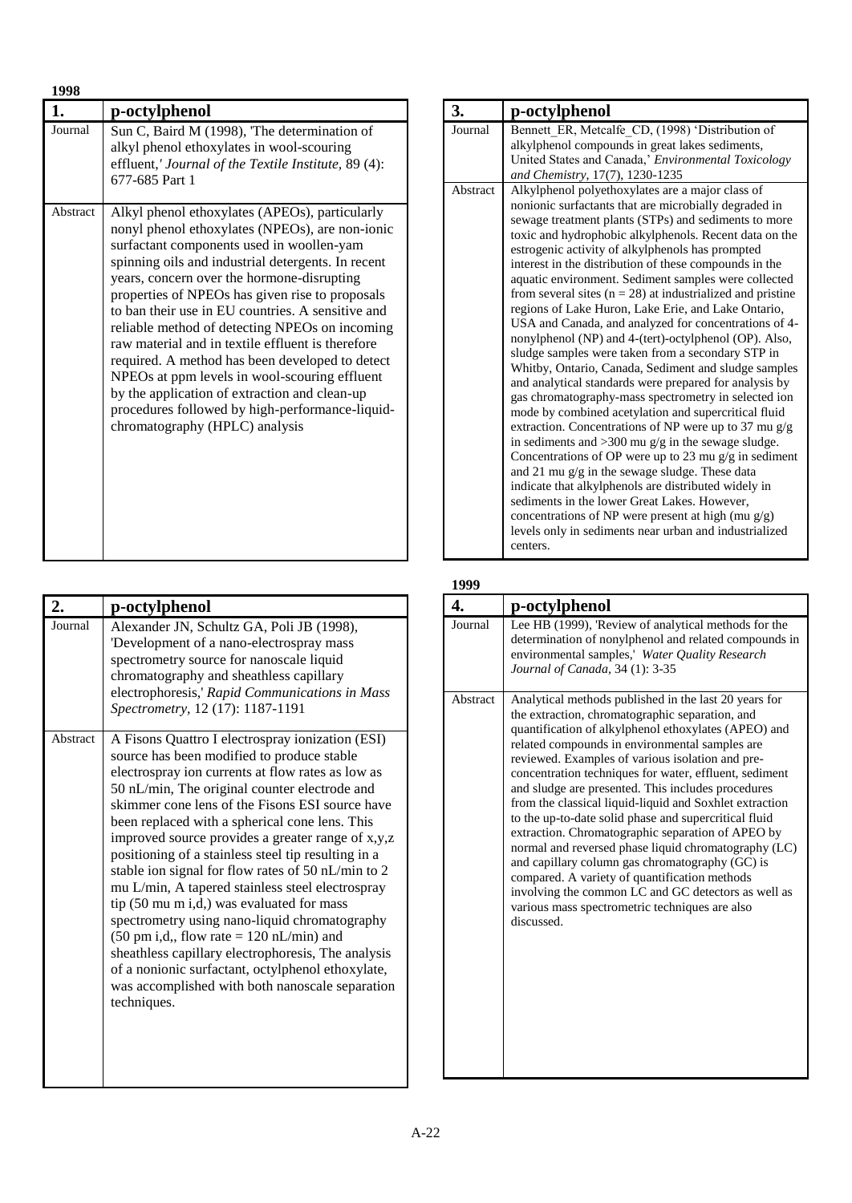**1998**

| 1. | p-octylphenol |
|---|---|
| Journal | Sun C, Baird M (1998), 'The determination of alkyl phenol ethoxylates in wool-scouring effluent,' *Journal of the Textile Institute*, 89 (4): 677-685 Part 1 |
| Abstract | Alkyl phenol ethoxylates (APEOs), particularly nonyl phenol ethoxylates (NPEOs), are non-ionic surfactant components used in woollen-yam spinning oils and industrial detergents. In recent years, concern over the hormone-disrupting properties of NPEOs has given rise to proposals to ban their use in EU countries. A sensitive and reliable method of detecting NPEOs on incoming raw material and in textile effluent is therefore required. A method has been developed to detect NPEOs at ppm levels in wool-scouring effluent by the application of extraction and clean-up procedures followed by high-performance-liquid-chromatography (HPLC) analysis |

| 2. | p-octylphenol |
|---|---|
| Journal | Alexander JN, Schultz GA, Poli JB (1998), 'Development of a nano-electrospray mass spectrometry source for nanoscale liquid chromatography and sheathless capillary electrophoresis,' *Rapid Communications in Mass Spectrometry*, 12 (17): 1187-1191 |
| Abstract | A Fisons Quattro I electrospray ionization (ESI) source has been modified to produce stable electrospray ion currents at flow rates as low as 50 nL/min, The original counter electrode and skimmer cone lens of the Fisons ESI source have been replaced with a spherical cone lens. This improved source provides a greater range of x,y,z positioning of a stainless steel tip resulting in a stable ion signal for flow rates of 50 nL/min to 2 mu L/min, A tapered stainless steel electrospray tip (50 mu m i,d,) was evaluated for mass spectrometry using nano-liquid chromatography (50 pm i,d,, flow rate = 120 nL/min) and sheathless capillary electrophoresis, The analysis of a nonionic surfactant, octylphenol ethoxylate, was accomplished with both nanoscale separation techniques. |

| 3. | p-octylphenol |
|---|---|
| Journal | Bennett_ER, Metcalfe_CD, (1998) 'Distribution of alkylphenol compounds in great lakes sediments, United States and Canada,' *Environmental Toxicology and Chemistry*, 17(7), 1230-1235 |
| Abstract | Alkylphenol polyethoxylates are a major class of nonionic surfactants that are microbially degraded in sewage treatment plants (STPs) and sediments to more toxic and hydrophobic alkylphenols. Recent data on the estrogenic activity of alkylphenols has prompted interest in the distribution of these compounds in the aquatic environment. Sediment samples were collected from several sites (n = 28) at industrialized and pristine regions of Lake Huron, Lake Erie, and Lake Ontario, USA and Canada, and analyzed for concentrations of 4-nonylphenol (NP) and 4-(tert)-octylphenol (OP). Also, sludge samples were taken from a secondary STP in Whitby, Ontario, Canada, Sediment and sludge samples and analytical standards were prepared for analysis by gas chromatography-mass spectrometry in selected ion mode by combined acetylation and supercritical fluid extraction. Concentrations of NP were up to 37 mu g/g in sediments and >300 mu g/g in the sewage sludge. Concentrations of OP were up to 23 mu g/g in sediment and 21 mu g/g in the sewage sludge. These data indicate that alkylphenols are distributed widely in sediments in the lower Great Lakes. However, concentrations of NP were present at high (mu g/g) levels only in sediments near urban and industrialized centers. |

**1999**

| 4. | p-octylphenol |
|---|---|
| Journal | Lee HB (1999), 'Review of analytical methods for the determination of nonylphenol and related compounds in environmental samples,' *Water Quality Research Journal of Canada*, 34 (1): 3-35 |
| Abstract | Analytical methods published in the last 20 years for the extraction, chromatographic separation, and quantification of alkylphenol ethoxylates (APEO) and related compounds in environmental samples are reviewed. Examples of various isolation and pre-concentration techniques for water, effluent, sediment and sludge are presented. This includes procedures from the classical liquid-liquid and Soxhlet extraction to the up-to-date solid phase and supercritical fluid extraction. Chromatographic separation of APEO by normal and reversed phase liquid chromatography (LC) and capillary column gas chromatography (GC) is compared. A variety of quantification methods involving the common LC and GC detectors as well as various mass spectrometric techniques are also discussed. |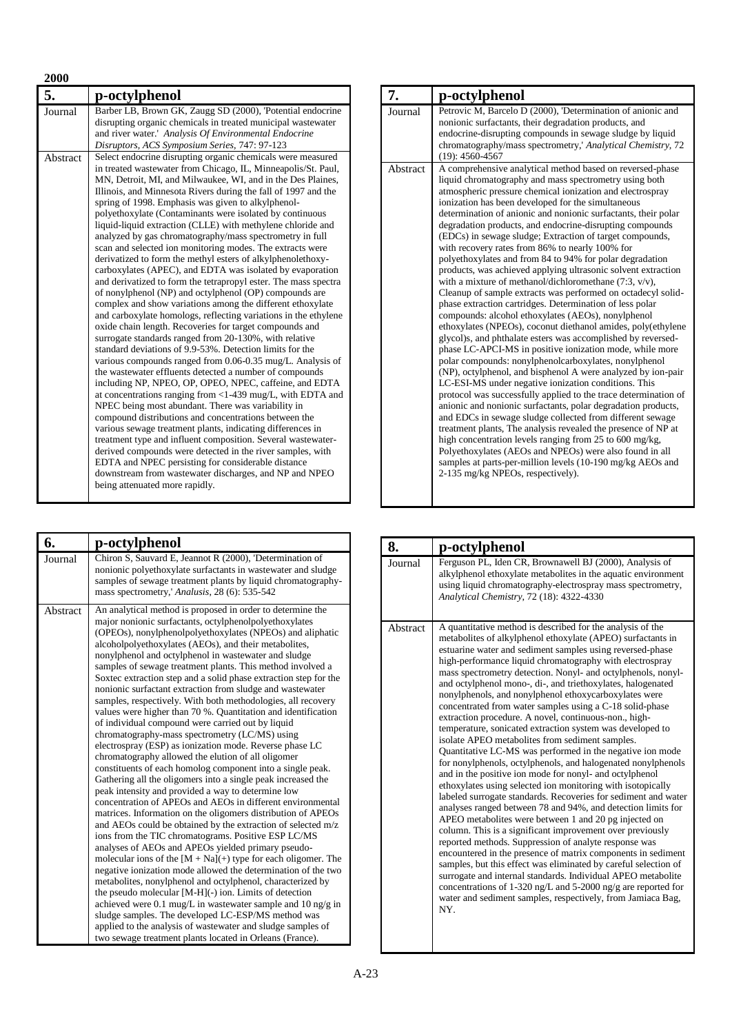**2000**

| **5.** | **p-octylphenol** |
|---|---|
| Journal | Barber LB, Brown GK, Zaugg SD (2000), 'Potential endocrine disrupting organic chemicals in treated municipal wastewater and river water.' *Analysis Of Environmental Endocrine Disruptors, ACS Symposium Series*, 747: 97-123 |
| Abstract | Select endocrine disrupting organic chemicals were measured in treated wastewater from Chicago, IL, Minneapolis/St. Paul, MN, Detroit, MI, and Milwaukee, WI, and in the Des Plaines, Illinois, and Minnesota Rivers during the fall of 1997 and the spring of 1998. Emphasis was given to alkylphenol-polyethoxylate (Contaminants were isolated by continuous liquid-liquid extraction (CLLE) with methylene chloride and analyzed by gas chromatography/mass spectrometry in full scan and selected ion monitoring modes. The extracts were derivatized to form the methyl esters of alkylphenolethoxy-carboxylates (APEC), and EDTA was isolated by evaporation and derivatized to form the tetrapropyl ester. The mass spectra of nonylphenol (NP) and octylphenol (OP) compounds are complex and show variations among the different ethoxylate and carboxylate homologs, reflecting variations in the ethylene oxide chain length. Recoveries for target compounds and surrogate standards ranged from 20-130%, with relative standard deviations of 9.9-53%. Detection limits for the various compounds ranged from 0.06-0.35 mug/L. Analysis of the wastewater effluents detected a number of compounds including NP, NPEO, OP, OPEO, NPEC, caffeine, and EDTA at concentrations ranging from <1-439 mug/L, with EDTA and NPEC being most abundant. There was variability in compound distributions and concentrations between the various sewage treatment plants, indicating differences in treatment type and influent composition. Several wastewater-derived compounds were detected in the river samples, with EDTA and NPEC persisting for considerable distance downstream from wastewater discharges, and NP and NPEO being attenuated more rapidly. |

| **6.** | **p-octylphenol** |
|---|---|
| Journal | Chiron S, Sauvard E, Jeannot R (2000), 'Determination of nonionic polyethoxylate surfactants in wastewater and sludge samples of sewage treatment plants by liquid chromatography-mass spectrometry,' *Analusis*, 28 (6): 535-542 |
| Abstract | An analytical method is proposed in order to determine the major nonionic surfactants, octylphenolpolyethoxylates (OPEOs), nonylphenolpolyethoxylates (NPEOs) and aliphatic alcoholpolyethoxylates (AEOs), and their metabolites, nonylphenol and octylphenol in wastewater and sludge samples of sewage treatment plants. This method involved a Soxtec extraction step and a solid phase extraction step for the nonionic surfactant extraction from sludge and wastewater samples, respectively. With both methodologies, all recovery values were higher than 70 %. Quantitation and identification of individual compound were carried out by liquid chromatography-mass spectrometry (LC/MS) using electrospray (ESP) as ionization mode. Reverse phase LC chromatography allowed the elution of all oligomer constituents of each homolog component into a single peak. Gathering all the oligomers into a single peak increased the peak intensity and provided a way to determine low concentration of APEOs and AEOs in different environmental matrices. Information on the oligomers distribution of APEOs and AEOs could be obtained by the extraction of selected m/z ions from the TIC chromatograms. Positive ESP LC/MS analyses of AEOs and APEOs yielded primary pseudo-molecular ions of the [M + Na](+) type for each oligomer. The negative ionization mode allowed the determination of the two metabolites, nonylphenol and octylphenol, characterized by the pseudo molecular [M-H](-) ion. Limits of detection achieved were 0.1 mug/L in wastewater sample and 10 ng/g in sludge samples. The developed LC-ESP/MS method was applied to the analysis of wastewater and sludge samples of two sewage treatment plants located in Orleans (France). |

| **7.** | **p-octylphenol** |
|---|---|
| Journal | Petrovic M, Barcelo D (2000), 'Determination of anionic and nonionic surfactants, their degradation products, and endocrine-disrupting compounds in sewage sludge by liquid chromatography/mass spectrometry,' *Analytical Chemistry*, 72 (19): 4560-4567 |
| Abstract | A comprehensive analytical method based on reversed-phase liquid chromatography and mass spectrometry using both atmospheric pressure chemical ionization and electrospray ionization has been developed for the simultaneous determination of anionic and nonionic surfactants, their polar degradation products, and endocrine-disrupting compounds (EDCs) in sewage sludge; Extraction of target compounds, with recovery rates from 86% to nearly 100% for polyethoxylates and from 84 to 94% for polar degradation products, was achieved applying ultrasonic solvent extraction with a mixture of methanol/dichloromethane (7:3, v/v), Cleanup of sample extracts was performed on octadecyl solid-phase extraction cartridges. Determination of less polar compounds: alcohol ethoxylates (AEOs), nonylphenol ethoxylates (NPEOs), coconut diethanol amides, poly(ethylene glycol)s, and phthalate esters was accomplished by reversed-phase LC-APCI-MS in positive ionization mode, while more polar compounds: nonylphenolcarboxylates, nonylphenol (NP), octylphenol, and bisphenol A were analyzed by ion-pair LC-ESI-MS under negative ionization conditions. This protocol was successfully applied to the trace determination of anionic and nonionic surfactants, polar degradation products, and EDCs in sewage sludge collected from different sewage treatment plants, The analysis revealed the presence of NP at high concentration levels ranging from 25 to 600 mg/kg, Polyethoxylates (AEOs and NPEOs) were also found in all samples at parts-per-million levels (10-190 mg/kg AEOs and 2-135 mg/kg NPEOs, respectively). |

| **8.** | **p-octylphenol** |
|---|---|
| Journal | Ferguson PL, Iden CR, Brownawell BJ (2000), Analysis of alkylphenol ethoxylate metabolites in the aquatic environment using liquid chromatography-electrospray mass spectrometry, *Analytical Chemistry*, 72 (18): 4322-4330 |
| Abstract | A quantitative method is described for the analysis of the metabolites of alkylphenol ethoxylate (APEO) surfactants in estuarine water and sediment samples using reversed-phase high-performance liquid chromatography with electrospray mass spectrometry detection. Nonyl- and octylphenols, nonyl- and octylphenol mono-, di-, and triethoxylates, halogenated nonylphenols, and nonylphenol ethoxycarboxylates were concentrated from water samples using a C-18 solid-phase extraction procedure. A novel, continuous-non., high-temperature, sonicated extraction system was developed to isolate APEO metabolites from sediment samples. Quantitative LC-MS was performed in the negative ion mode for nonylphenols, octylphenols, and halogenated nonylphenols and in the positive ion mode for nonyl- and octylphenol ethoxylates using selected ion monitoring with isotopically labeled surrogate standards. Recoveries for sediment and water analyses ranged between 78 and 94%, and detection limits for APEO metabolites were between 1 and 20 pg injected on column. This is a significant improvement over previously reported methods. Suppression of analyte response was encountered in the presence of matrix components in sediment samples, but this effect was eliminated by careful selection of surrogate and internal standards. Individual APEO metabolite concentrations of 1-320 ng/L and 5-2000 ng/g are reported for water and sediment samples, respectively, from Jamiaca Bag, NY. |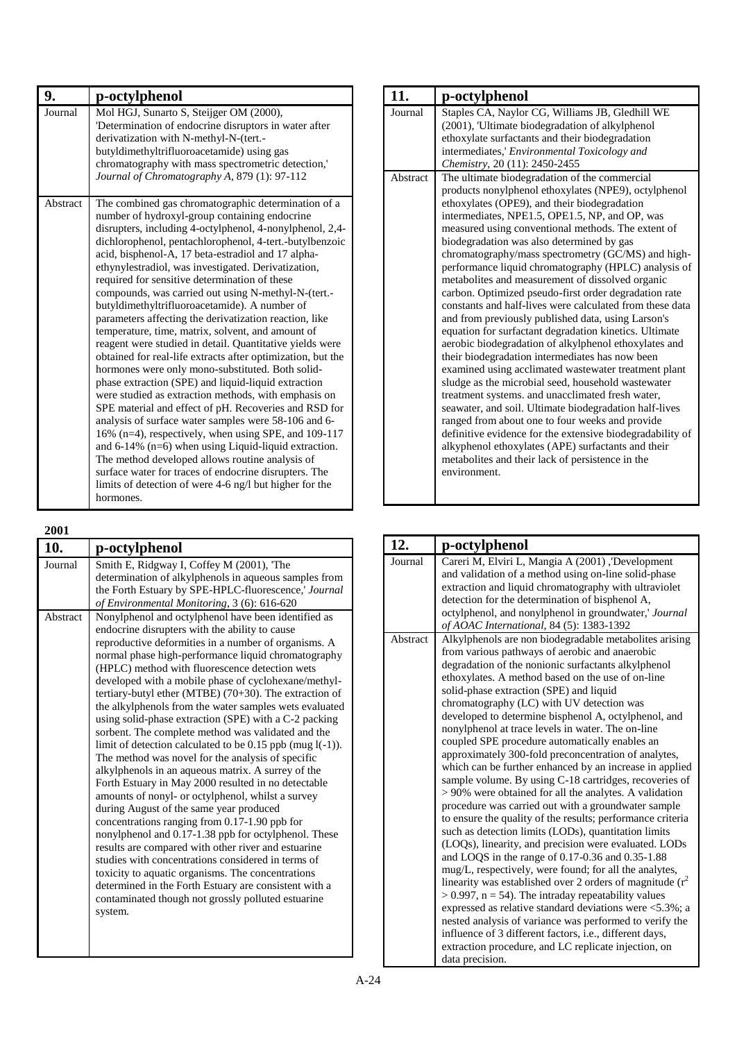| 9. | p-octylphenol |
|---|---|
| Journal | Mol HGJ, Sunarto S, Steijger OM (2000), 'Determination of endocrine disruptors in water after derivatization with N-methyl-N-(tert.-butyldimethyltrifluoroacetamide) using gas chromatography with mass spectrometric detection,' *Journal of Chromatography A*, 879 (1): 97-112 |
| Abstract | The combined gas chromatographic determination of a number of hydroxyl-group containing endocrine disrupters, including 4-octylphenol, 4-nonylphenol, 2,4-dichlorophenol, pentachlorophenol, 4-tert.-butylbenzoic acid, bisphenol-A, 17 beta-estradiol and 17 alpha-ethynylestradiol, was investigated. Derivatization, required for sensitive determination of these compounds, was carried out using N-methyl-N-(tert.-butyldimethyltrifluoroacetamide). A number of parameters affecting the derivatization reaction, like temperature, time, matrix, solvent, and amount of reagent were studied in detail. Quantitative yields were obtained for real-life extracts after optimization, but the hormones were only mono-substituted. Both solid-phase extraction (SPE) and liquid-liquid extraction were studied as extraction methods, with emphasis on SPE material and effect of pH. Recoveries and RSD for analysis of surface water samples were 58-106 and 6-16% (n=4), respectively, when using SPE, and 109-117 and 6-14% (n=6) when using Liquid-liquid extraction. The method developed allows routine analysis of surface water for traces of endocrine disrupters. The limits of detection of were 4-6 ng/l but higher for the hormones. |

| 11. | p-octylphenol |
|---|---|
| Journal | Staples CA, Naylor CG, Williams JB, Gledhill WE (2001), 'Ultimate biodegradation of alkylphenol ethoxylate surfactants and their biodegradation intermediates,' *Environmental Toxicology and Chemistry*, 20 (11): 2450-2455 |
| Abstract | The ultimate biodegradation of the commercial products nonylphenol ethoxylates (NPE9), octylphenol ethoxylates (OPE9), and their biodegradation intermediates, NPE1.5, OPE1.5, NP, and OP, was measured using conventional methods. The extent of biodegradation was also determined by gas chromatography/mass spectrometry (GC/MS) and high-performance liquid chromatography (HPLC) analysis of metabolites and measurement of dissolved organic carbon. Optimized pseudo-first order degradation rate constants and half-lives were calculated from these data and from previously published data, using Larson's equation for surfactant degradation kinetics. Ultimate aerobic biodegradation of alkylphenol ethoxylates and their biodegradation intermediates has now been examined using acclimated wastewater treatment plant sludge as the microbial seed, household wastewater treatment systems. and unacclimated fresh water, seawater, and soil. Ultimate biodegradation half-lives ranged from about one to four weeks and provide definitive evidence for the extensive biodegradability of alkyphenol ethoxylates (APE) surfactants and their metabolites and their lack of persistence in the environment. |

**2001**

| 10. | p-octylphenol |
|---|---|
| Journal | Smith E, Ridgway I, Coffey M (2001), 'The determination of alkylphenols in aqueous samples from the Forth Estuary by SPE-HPLC-fluorescence,' *Journal of Environmental Monitoring*, 3 (6): 616-620 |
| Abstract | Nonylphenol and octylphenol have been identified as endocrine disrupters with the ability to cause reproductive deformities in a number of organisms. A normal phase high-performance liquid chromatography (HPLC) method with fluorescence detection wets developed with a mobile phase of cyclohexane/methyl-tertiary-butyl ether (MTBE) (70+30). The extraction of the alkylphenols from the water samples wets evaluated using solid-phase extraction (SPE) with a C-2 packing sorbent. The complete method was validated and the limit of detection calculated to be 0.15 ppb (mug l(-1)). The method was novel for the analysis of specific alkylphenols in an aqueous matrix. A surrey of the Forth Estuary in May 2000 resulted in no detectable amounts of nonyl- or octylphenol, whilst a survey during August of the same year produced concentrations ranging from 0.17-1.90 ppb for nonylphenol and 0.17-1.38 ppb for octylphenol. These results are compared with other river and estuarine studies with concentrations considered in terms of toxicity to aquatic organisms. The concentrations determined in the Forth Estuary are consistent with a contaminated though not grossly polluted estuarine system. |

| 12. | p-octylphenol |
|---|---|
| Journal | Careri M, Elviri L, Mangia A (2001) ,'Development and validation of a method using on-line solid-phase extraction and liquid chromatography with ultraviolet detection for the determination of bisphenol A, octylphenol, and nonylphenol in groundwater,' *Journal of AOAC International*, 84 (5): 1383-1392 |
| Abstract | Alkylphenols are non biodegradable metabolites arising from various pathways of aerobic and anaerobic degradation of the nonionic surfactants alkylphenol ethoxylates. A method based on the use of on-line solid-phase extraction (SPE) and liquid chromatography (LC) with UV detection was developed to determine bisphenol A, octylphenol, and nonylphenol at trace levels in water. The on-line coupled SPE procedure automatically enables an approximately 300-fold preconcentration of analytes, which can be further enhanced by an increase in applied sample volume. By using C-18 cartridges, recoveries of > 90% were obtained for all the analytes. A validation procedure was carried out with a groundwater sample to ensure the quality of the results; performance criteria such as detection limits (LODs), quantitation limits (LOQs), linearity, and precision were evaluated. LODs and LOQS in the range of 0.17-0.36 and 0.35-1.88 mug/L, respectively, were found; for all the analytes, linearity was established over 2 orders of magnitude ($r^2 > 0.997$, n = 54). The intraday repeatability values expressed as relative standard deviations were <5.3%; a nested analysis of variance was performed to verify the influence of 3 different factors, i.e., different days, extraction procedure, and LC replicate injection, on data precision. |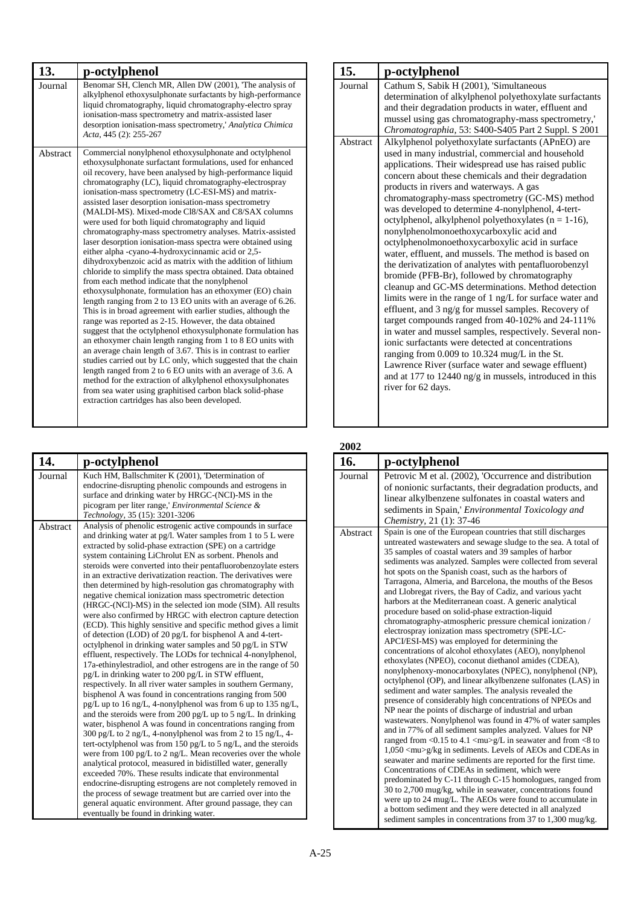| 13. | p-octylphenol |
|---|---|
| Journal | Benomar SH, Clench MR, Allen DW (2001), 'The analysis of alkylphenol ethoxysulphonate surfactants by high-performance liquid chromatography, liquid chromatography-electro spray ionisation-mass spectrometry and matrix-assisted laser desorption ionisation-mass spectrometry,' *Analytica Chimica Acta*, 445 (2): 255-267 |
| Abstract | Commercial nonylphenol ethoxysulphonate and octylphenol ethoxysulphonate surfactant formulations, used for enhanced oil recovery, have been analysed by high-performance liquid chromatography (LC), liquid chromatography-electrospray ionisation-mass spectrometry (LC-ESI-MS) and matrix-assisted laser desorption ionisation-mass spectrometry (MALDI-MS). Mixed-mode Cl8/SAX and C8/SAX columns were used for both liquid chromatography and liquid chromatography-mass spectrometry analyses. Matrix-assisted laser desorption ionisation-mass spectra were obtained using either alpha -cyano-4-hydroxycinnamic acid or 2,5-dihydroxybenzoic acid as matrix with the addition of lithium chloride to simplify the mass spectra obtained. Data obtained from each method indicate that the nonylphenol ethoxysulphonate, formulation has an ethoxymer (EO) chain length ranging from 2 to 13 EO units with an average of 6.26. This is in broad agreement with earlier studies, although the range was reported as 2-15. However, the data obtained suggest that the octylphenol ethoxysulphonate formulation has an ethoxymer chain length ranging from 1 to 8 EO units with an average chain length of 3.67. This is in contrast to earlier studies carried out by LC only, which suggested that the chain length ranged from 2 to 6 EO units with an average of 3.6. A method for the extraction of alkylphenol ethoxysulphonates from sea water using graphitised carbon black solid-phase extraction cartridges has also been developed. |

| 14. | p-octylphenol |
|---|---|
| Journal | Kuch HM, Ballschmiter K (2001), 'Determination of endocrine-disrupting phenolic compounds and estrogens in surface and drinking water by HRGC-(NCI)-MS in the picogram per liter range,' *Environmental Science & Technology*, 35 (15): 3201-3206 |
| Abstract | Analysis of phenolic estrogenic active compounds in surface and drinking water at pg/l. Water samples from 1 to 5 L were extracted by solid-phase extraction (SPE) on a cartridge system containing LiChrolut EN as sorbent. Phenols and steroids were converted into their pentafluorobenzoylate esters in an extractive derivatization reaction. The derivatives were then determined by high-resolution gas chromatography with negative chemical ionization mass spectrometric detection (HRGC-(NCl)-MS) in the selected ion mode (SIM). All results were also confirmed by HRGC with electron capture detection (ECD). This highly sensitive and specific method gives a limit of detection (LOD) of 20 pg/L for bisphenol A and 4-tert-octylphenol in drinking water samples and 50 pg/L in STW effluent, respectively. The LODs for technical 4-nonylphenol, 17a-ethinylestradiol, and other estrogens are in the range of 50 pg/L in drinking water to 200 pg/L in STW effluent, respectively. In all river water samples in southern Germany, bisphenol A was found in concentrations ranging from 500 pg/L up to 16 ng/L, 4-nonylphenol was from 6 up to 135 ng/L, and the steroids were from 200 pg/L up to 5 ng/L. In drinking water, bisphenol A was found in concentrations ranging from 300 pg/L to 2 ng/L, 4-nonylphenol was from 2 to 15 ng/L, 4-tert-octylphenol was from 150 pg/L to 5 ng/L, and the steroids were from 100 pg/L to 2 ng/L. Mean recoveries over the whole analytical protocol, measured in bidistilled water, generally exceeded 70%. These results indicate that environmental endocrine-disrupting estrogens are not completely removed in the process of sewage treatment but are carried over into the general aquatic environment. After ground passage, they can eventually be found in drinking water. |

| 15. | p-octylphenol |
|---|---|
| Journal | Cathum S, Sabik H (2001), 'Simultaneous determination of alkylphenol polyethoxylate surfactants and their degradation products in water, effluent and mussel using gas chromatography-mass spectrometry,' *Chromatographia*, 53: S400-S405 Part 2 Suppl. S 2001 |
| Abstract | Alkylphenol polyethoxylate surfactants (APnEO) are used in many industrial, commercial and household applications. Their widespread use has raised public concern about these chemicals and their degradation products in rivers and waterways. A gas chromatography-mass spectrometry (GC-MS) method was developed to determine 4-nonylphenol, 4-tert-octylphenol, alkylphenol polyethoxylates (n = 1-16), nonylphenolmonoethoxycarboxylic acid and octylphenolmonoethoxycarboxylic acid in surface water, effluent, and mussels. The method is based on the derivatization of analytes with pentafluorobenzyl bromide (PFB-Br), followed by chromatography cleanup and GC-MS determinations. Method detection limits were in the range of 1 ng/L for surface water and effluent, and 3 ng/g for mussel samples. Recovery of target compounds ranged from 40-102% and 24-111% in water and mussel samples, respectively. Several non-ionic surfactants were detected at concentrations ranging from 0.009 to 10.324 mug/L in the St. Lawrence River (surface water and sewage effluent) and at 177 to 12440 ng/g in mussels, introduced in this river for 62 days. |

**2002**

| 16. | p-octylphenol |
|---|---|
| Journal | Petrovic M et al. (2002), 'Occurrence and distribution of nonionic surfactants, their degradation products, and linear alkylbenzene sulfonates in coastal waters and sediments in Spain,' *Environmental Toxicology and Chemistry*, 21 (1): 37-46 |
| Abstract | Spain is one of the European countries that still discharges untreated wastewaters and sewage sludge to the sea. A total of 35 samples of coastal waters and 39 samples of harbor sediments was analyzed. Samples were collected from several hot spots on the Spanish coast, such as the harbors of Tarragona, Almeria, and Barcelona, the mouths of the Besos and Llobregat rivers, the Bay of Cadiz, and various yacht harbors at the Mediterranean coast. A generic analytical procedure based on solid-phase extraction-liquid chromatography-atmospheric pressure chemical ionization / electrospray ionization mass spectrometry (SPE-LC-APCI/ESI-MS) was employed for determining the concentrations of alcohol ethoxylates (AEO), nonylphenol ethoxylates (NPEO), coconut diethanol amides (CDEA), nonylphenoxy-monocarboxylates (NPEC), nonylphenol (NP), octylphenol (OP), and linear alkylbenzene sulfonates (LAS) in sediment and water samples. The analysis revealed the presence of considerably high concentrations of NPEOs and NP near the points of discharge of industrial and urban wastewaters. Nonylphenol was found in 47% of water samples and in 77% of all sediment samples analyzed. Values for NP ranged from <0.15 to 4.1 <mu>g/L in seawater and from <8 to 1,050 <mu>g/kg in sediments. Levels of AEOs and CDEAs in seawater and marine sediments are reported for the first time. Concentrations of CDEAs in sediment, which were predominated by C-11 through C-15 homologues, ranged from 30 to 2,700 mug/kg, while in seawater, concentrations found were up to 24 mug/L. The AEOs were found to accumulate in a bottom sediment and they were detected in all analyzed sediment samples in concentrations from 37 to 1,300 mug/kg. |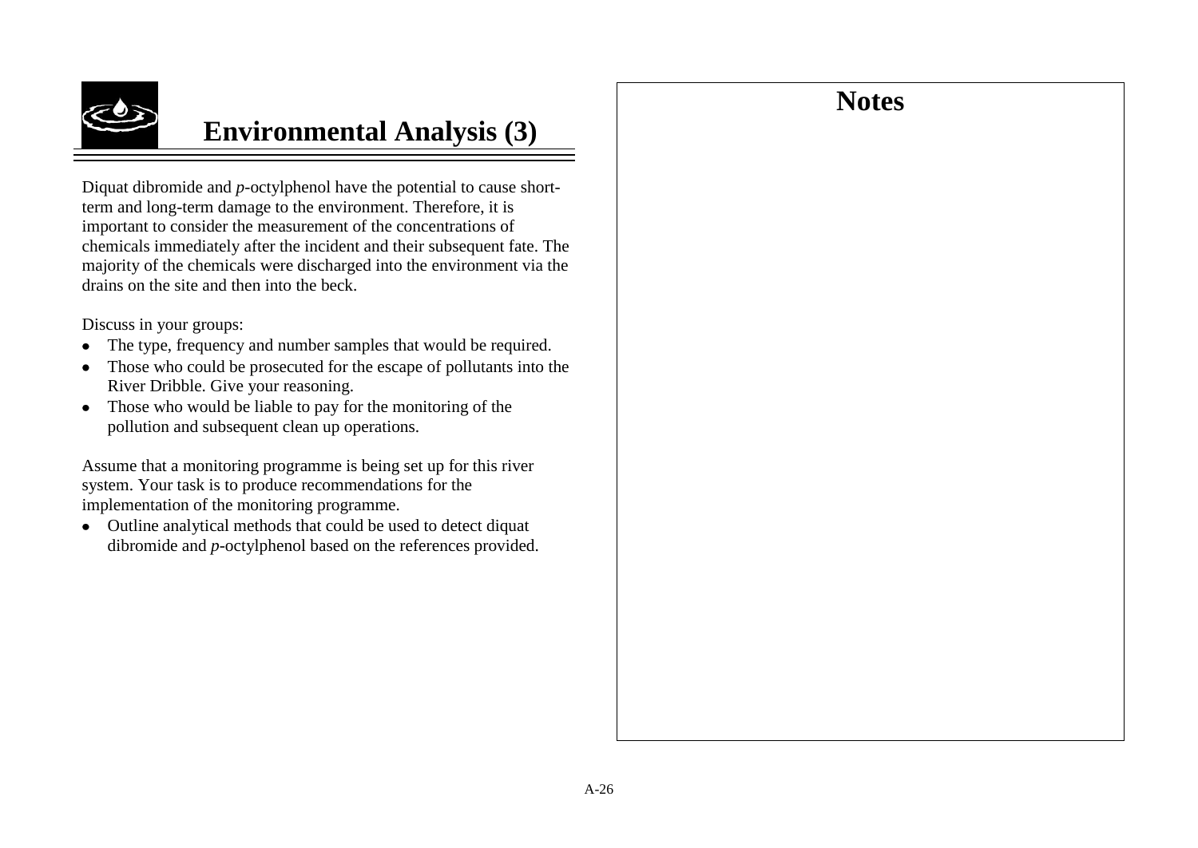# Environmental Analysis (3)

Diquat dibromide and *p*-octylphenol have the potential to cause short-term and long-term damage to the environment. Therefore, it is important to consider the measurement of the concentrations of chemicals immediately after the incident and their subsequent fate. The majority of the chemicals were discharged into the environment via the drains on the site and then into the beck.

Discuss in your groups:

- The type, frequency and number samples that would be required.
- Those who could be prosecuted for the escape of pollutants into the River Dribble. Give your reasoning.
- Those who would be liable to pay for the monitoring of the pollution and subsequent clean up operations.

Assume that a monitoring programme is being set up for this river system. Your task is to produce recommendations for the implementation of the monitoring programme.

- Outline analytical methods that could be used to detect diquat dibromide and *p*-octylphenol based on the references provided.

## Notes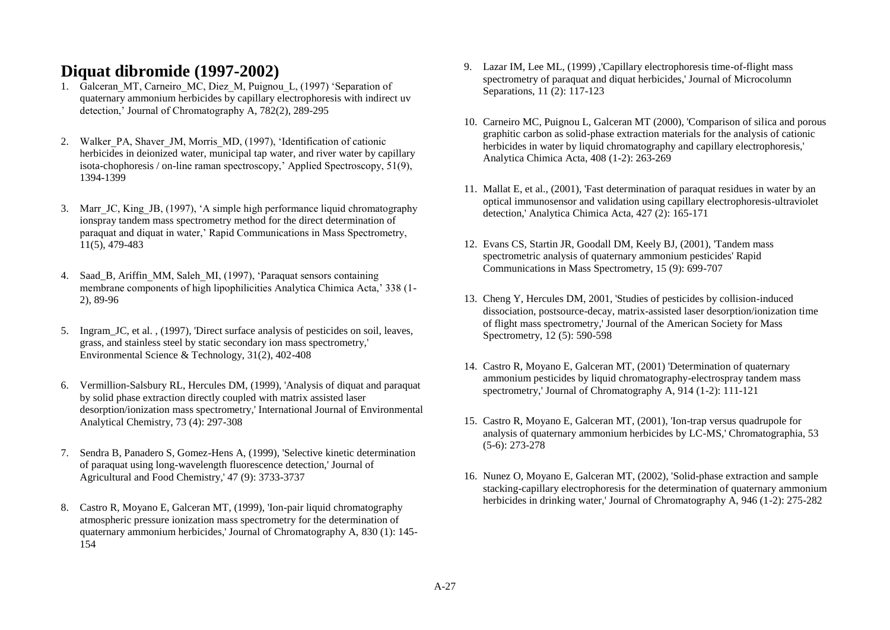# Diquat dibromide (1997-2002)

1. Galceran_MT, Carneiro_MC, Diez_M, Puignou_L, (1997) 'Separation of quaternary ammonium herbicides by capillary electrophoresis with indirect uv detection,' Journal of Chromatography A, 782(2), 289-295

2. Walker_PA, Shaver_JM, Morris_MD, (1997), 'Identification of cationic herbicides in deionized water, municipal tap water, and river water by capillary isota-chophoresis / on-line raman spectroscopy,' Applied Spectroscopy, 51(9), 1394-1399

3. Marr_JC, King_JB, (1997), 'A simple high performance liquid chromatography ionspray tandem mass spectrometry method for the direct determination of paraquat and diquat in water,' Rapid Communications in Mass Spectrometry, 11(5), 479-483

4. Saad_B, Ariffin_MM, Saleh_MI, (1997), 'Paraquat sensors containing membrane components of high lipophilicities Analytica Chimica Acta,' 338 (1-2), 89-96

5. Ingram_JC, et al. , (1997), 'Direct surface analysis of pesticides on soil, leaves, grass, and stainless steel by static secondary ion mass spectrometry,' Environmental Science & Technology, 31(2), 402-408

6. Vermillion-Salsbury RL, Hercules DM, (1999), 'Analysis of diquat and paraquat by solid phase extraction directly coupled with matrix assisted laser desorption/ionization mass spectrometry,' International Journal of Environmental Analytical Chemistry, 73 (4): 297-308

7. Sendra B, Panadero S, Gomez-Hens A, (1999), 'Selective kinetic determination of paraquat using long-wavelength fluorescence detection,' Journal of Agricultural and Food Chemistry,' 47 (9): 3733-3737

8. Castro R, Moyano E, Galceran MT, (1999), 'Ion-pair liquid chromatography atmospheric pressure ionization mass spectrometry for the determination of quaternary ammonium herbicides,' Journal of Chromatography A, 830 (1): 145-154

9. Lazar IM, Lee ML, (1999) ,'Capillary electrophoresis time-of-flight mass spectrometry of paraquat and diquat herbicides,' Journal of Microcolumn Separations, 11 (2): 117-123

10. Carneiro MC, Puignou L, Galceran MT (2000), 'Comparison of silica and porous graphitic carbon as solid-phase extraction materials for the analysis of cationic herbicides in water by liquid chromatography and capillary electrophoresis,' Analytica Chimica Acta, 408 (1-2): 263-269

11. Mallat E, et al., (2001), 'Fast determination of paraquat residues in water by an optical immunosensor and validation using capillary electrophoresis-ultraviolet detection,' Analytica Chimica Acta, 427 (2): 165-171

12. Evans CS, Startin JR, Goodall DM, Keely BJ, (2001), 'Tandem mass spectrometric analysis of quaternary ammonium pesticides' Rapid Communications in Mass Spectrometry, 15 (9): 699-707

13. Cheng Y, Hercules DM, 2001, 'Studies of pesticides by collision-induced dissociation, postsource-decay, matrix-assisted laser desorption/ionization time of flight mass spectrometry,' Journal of the American Society for Mass Spectrometry, 12 (5): 590-598

14. Castro R, Moyano E, Galceran MT, (2001) 'Determination of quaternary ammonium pesticides by liquid chromatography-electrospray tandem mass spectrometry,' Journal of Chromatography A, 914 (1-2): 111-121

15. Castro R, Moyano E, Galceran MT, (2001), 'Ion-trap versus quadrupole for analysis of quaternary ammonium herbicides by LC-MS,' Chromatographia, 53 (5-6): 273-278

16. Nunez O, Moyano E, Galceran MT, (2002), 'Solid-phase extraction and sample stacking-capillary electrophoresis for the determination of quaternary ammonium herbicides in drinking water,' Journal of Chromatography A, 946 (1-2): 275-282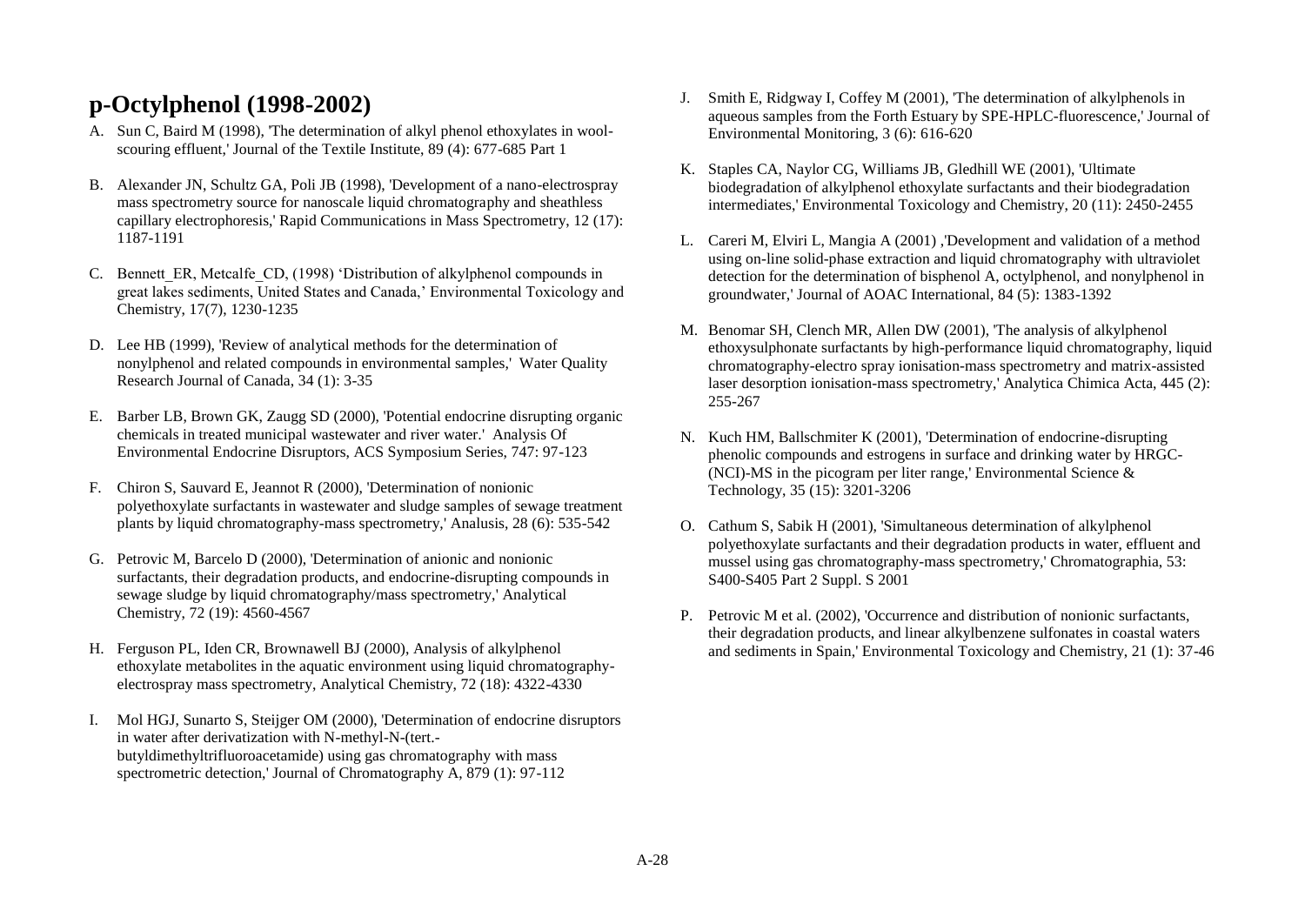## p-Octylphenol (1998-2002)

A. Sun C, Baird M (1998), 'The determination of alkyl phenol ethoxylates in wool-scouring effluent,' Journal of the Textile Institute, 89 (4): 677-685 Part 1

B. Alexander JN, Schultz GA, Poli JB (1998), 'Development of a nano-electrospray mass spectrometry source for nanoscale liquid chromatography and sheathless capillary electrophoresis,' Rapid Communications in Mass Spectrometry, 12 (17): 1187-1191

C. Bennett_ER, Metcalfe_CD, (1998) 'Distribution of alkylphenol compounds in great lakes sediments, United States and Canada,' Environmental Toxicology and Chemistry, 17(7), 1230-1235

D. Lee HB (1999), 'Review of analytical methods for the determination of nonylphenol and related compounds in environmental samples,' Water Quality Research Journal of Canada, 34 (1): 3-35

E. Barber LB, Brown GK, Zaugg SD (2000), 'Potential endocrine disrupting organic chemicals in treated municipal wastewater and river water.' Analysis Of Environmental Endocrine Disruptors, ACS Symposium Series, 747: 97-123

F. Chiron S, Sauvard E, Jeannot R (2000), 'Determination of nonionic polyethoxylate surfactants in wastewater and sludge samples of sewage treatment plants by liquid chromatography-mass spectrometry,' Analusis, 28 (6): 535-542

G. Petrovic M, Barcelo D (2000), 'Determination of anionic and nonionic surfactants, their degradation products, and endocrine-disrupting compounds in sewage sludge by liquid chromatography/mass spectrometry,' Analytical Chemistry, 72 (19): 4560-4567

H. Ferguson PL, Iden CR, Brownawell BJ (2000), Analysis of alkylphenol ethoxylate metabolites in the aquatic environment using liquid chromatography-electrospray mass spectrometry, Analytical Chemistry, 72 (18): 4322-4330

I. Mol HGJ, Sunarto S, Steijger OM (2000), 'Determination of endocrine disruptors in water after derivatization with N-methyl-N-(tert.-butyldimethyltrifluoroacetamide) using gas chromatography with mass spectrometric detection,' Journal of Chromatography A, 879 (1): 97-112

J. Smith E, Ridgway I, Coffey M (2001), 'The determination of alkylphenols in aqueous samples from the Forth Estuary by SPE-HPLC-fluorescence,' Journal of Environmental Monitoring, 3 (6): 616-620

K. Staples CA, Naylor CG, Williams JB, Gledhill WE (2001), 'Ultimate biodegradation of alkylphenol ethoxylate surfactants and their biodegradation intermediates,' Environmental Toxicology and Chemistry, 20 (11): 2450-2455

L. Careri M, Elviri L, Mangia A (2001) ,'Development and validation of a method using on-line solid-phase extraction and liquid chromatography with ultraviolet detection for the determination of bisphenol A, octylphenol, and nonylphenol in groundwater,' Journal of AOAC International, 84 (5): 1383-1392

M. Benomar SH, Clench MR, Allen DW (2001), 'The analysis of alkylphenol ethoxysulphonate surfactants by high-performance liquid chromatography, liquid chromatography-electro spray ionisation-mass spectrometry and matrix-assisted laser desorption ionisation-mass spectrometry,' Analytica Chimica Acta, 445 (2): 255-267

N. Kuch HM, Ballschmiter K (2001), 'Determination of endocrine-disrupting phenolic compounds and estrogens in surface and drinking water by HRGC-(NCI)-MS in the picogram per liter range,' Environmental Science & Technology, 35 (15): 3201-3206

O. Cathum S, Sabik H (2001), 'Simultaneous determination of alkylphenol polyethoxylate surfactants and their degradation products in water, effluent and mussel using gas chromatography-mass spectrometry,' Chromatographia, 53: S400-S405 Part 2 Suppl. S 2001

P. Petrovic M et al. (2002), 'Occurrence and distribution of nonionic surfactants, their degradation products, and linear alkylbenzene sulfonates in coastal waters and sediments in Spain,' Environmental Toxicology and Chemistry, 21 (1): 37-46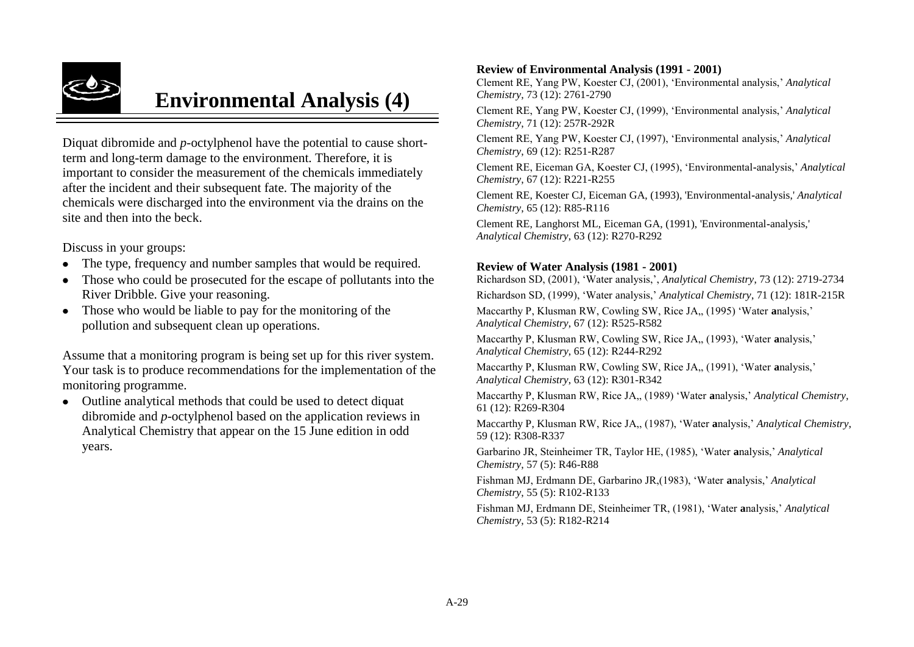# Environmental Analysis (4)

Diquat dibromide and *p*-octylphenol have the potential to cause short-term and long-term damage to the environment. Therefore, it is important to consider the measurement of the chemicals immediately after the incident and their subsequent fate. The majority of the chemicals were discharged into the environment via the drains on the site and then into the beck.

Discuss in your groups:

- The type, frequency and number samples that would be required.
- Those who could be prosecuted for the escape of pollutants into the River Dribble. Give your reasoning.
- Those who would be liable to pay for the monitoring of the pollution and subsequent clean up operations.

Assume that a monitoring program is being set up for this river system. Your task is to produce recommendations for the implementation of the monitoring programme.

- Outline analytical methods that could be used to detect diquat dibromide and *p*-octylphenol based on the application reviews in Analytical Chemistry that appear on the 15 June edition in odd years.

**Review of Environmental Analysis (1991 - 2001)**

Clement RE, Yang PW, Koester CJ, (2001), 'Environmental analysis,' *Analytical Chemistry*, 73 (12): 2761-2790

Clement RE, Yang PW, Koester CJ, (1999), 'Environmental analysis,' *Analytical Chemistry*, 71 (12): 257R-292R

Clement RE, Yang PW, Koester CJ, (1997), 'Environmental analysis,' *Analytical Chemistry*, 69 (12): R251-R287

Clement RE, Eiceman GA, Koester CJ, (1995), 'Environmental-analysis,' *Analytical Chemistry*, 67 (12): R221-R255

Clement RE, Koester CJ, Eiceman GA, (1993), 'Environmental-analysis,' *Analytical Chemistry*, 65 (12): R85-R116

Clement RE, Langhorst ML, Eiceman GA, (1991), 'Environmental-analysis,' *Analytical Chemistry*, 63 (12): R270-R292

**Review of Water Analysis (1981 - 2001)**

Richardson SD, (2001), 'Water analysis,', *Analytical Chemistry*, 73 (12): 2719-2734

Richardson SD, (1999), 'Water analysis,' *Analytical Chemistry*, 71 (12): 181R-215R

Maccarthy P, Klusman RW, Cowling SW, Rice JA,, (1995) 'Water **a**nalysis,' *Analytical Chemistry*, 67 (12): R525-R582

Maccarthy P, Klusman RW, Cowling SW, Rice JA,, (1993), 'Water **a**nalysis,' *Analytical Chemistry*, 65 (12): R244-R292

Maccarthy P, Klusman RW, Cowling SW, Rice JA,, (1991), 'Water **a**nalysis,' *Analytical Chemistry*, 63 (12): R301-R342

Maccarthy P, Klusman RW, Rice JA,, (1989) 'Water **a**nalysis,' *Analytical Chemistry*, 61 (12): R269-R304

Maccarthy P, Klusman RW, Rice JA,, (1987), 'Water **a**nalysis,' *Analytical Chemistry*, 59 (12): R308-R337

Garbarino JR, Steinheimer TR, Taylor HE, (1985), 'Water **a**nalysis,' *Analytical Chemistry*, 57 (5): R46-R88

Fishman MJ, Erdmann DE, Garbarino JR,(1983), 'Water **a**nalysis,' *Analytical Chemistry*, 55 (5): R102-R133

Fishman MJ, Erdmann DE, Steinheimer TR, (1981), 'Water **a**nalysis,' *Analytical Chemistry*, 53 (5): R182-R214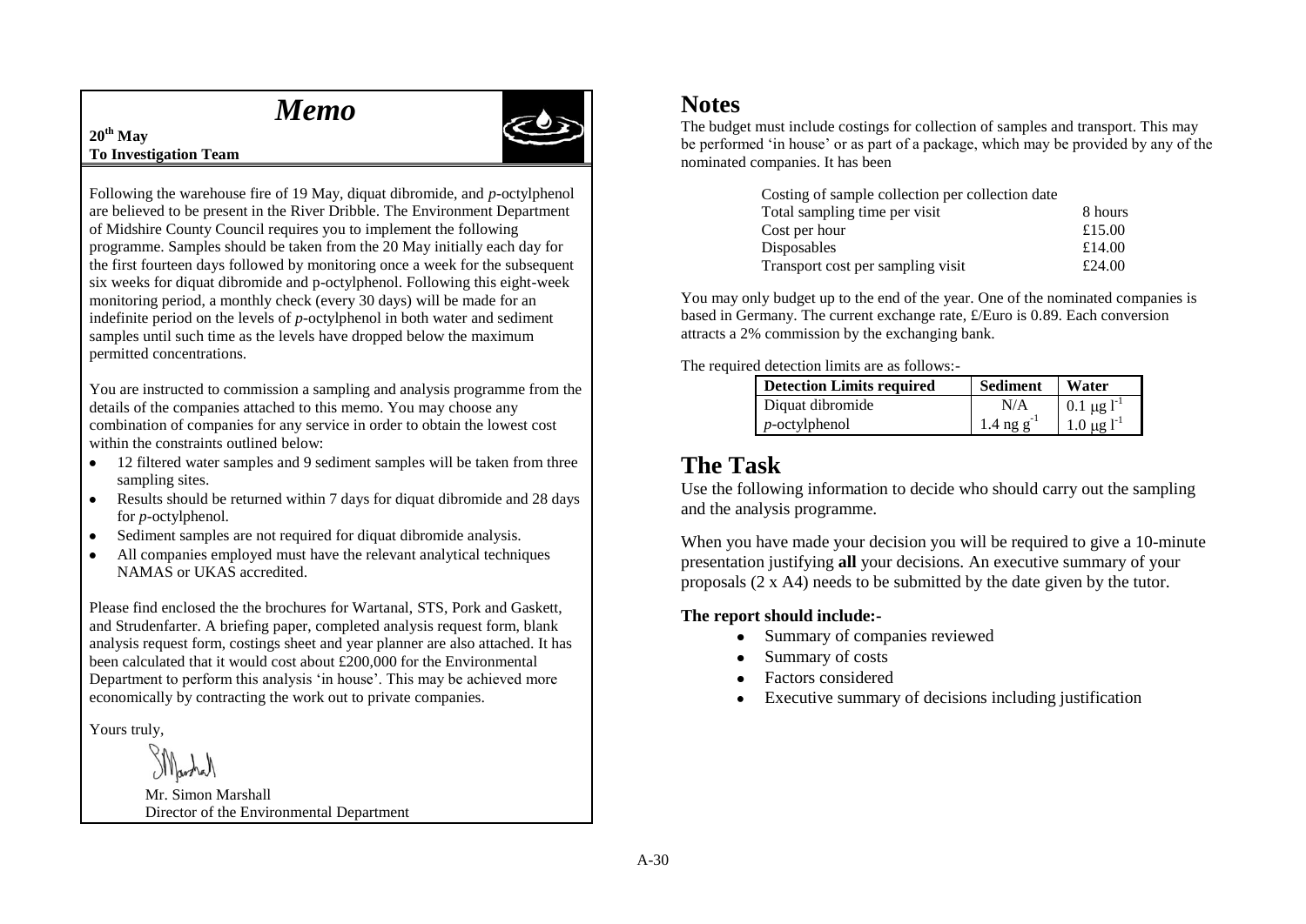# *Memo*

**20th May**
**To Investigation Team**

Following the warehouse fire of 19 May, diquat dibromide, and *p*-octylphenol are believed to be present in the River Dribble. The Environment Department of Midshire County Council requires you to implement the following programme. Samples should be taken from the 20 May initially each day for the first fourteen days followed by monitoring once a week for the subsequent six weeks for diquat dibromide and p-octylphenol. Following this eight-week monitoring period, a monthly check (every 30 days) will be made for an indefinite period on the levels of *p*-octylphenol in both water and sediment samples until such time as the levels have dropped below the maximum permitted concentrations.

You are instructed to commission a sampling and analysis programme from the details of the companies attached to this memo. You may choose any combination of companies for any service in order to obtain the lowest cost within the constraints outlined below:

- 12 filtered water samples and 9 sediment samples will be taken from three sampling sites.
- Results should be returned within 7 days for diquat dibromide and 28 days for *p*-octylphenol.
- Sediment samples are not required for diquat dibromide analysis.
- All companies employed must have the relevant analytical techniques NAMAS or UKAS accredited.

Please find enclosed the the brochures for Wartanal, STS, Pork and Gaskett, and Strudenfarter. A briefing paper, completed analysis request form, blank analysis request form, costings sheet and year planner are also attached. It has been calculated that it would cost about £200,000 for the Environmental Department to perform this analysis 'in house'. This may be achieved more economically by contracting the work out to private companies.

Yours truly,

Mr. Simon Marshall
Director of the Environmental Department

## Notes

The budget must include costings for collection of samples and transport. This may be performed 'in house' or as part of a package, which may be provided by any of the nominated companies. It has been

| Costing of sample collection per collection date | |
|---|---|
| Total sampling time per visit | 8 hours |
| Cost per hour | £15.00 |
| Disposables | £14.00 |
| Transport cost per sampling visit | £24.00 |

You may only budget up to the end of the year. One of the nominated companies is based in Germany. The current exchange rate, £/Euro is 0.89. Each conversion attracts a 2% commission by the exchanging bank.

The required detection limits are as follows:-

| Detection Limits required | Sediment | Water |
|---|---|---|
| Diquat dibromide | N/A | $0.1\ \mu g\ l^{-1}$ |
| *p*-octylphenol | $1.4\ ng\ g^{-1}$ | $1.0\ \mu g\ l^{-1}$ |

## The Task

Use the following information to decide who should carry out the sampling and the analysis programme.

When you have made your decision you will be required to give a 10-minute presentation justifying **all** your decisions. An executive summary of your proposals (2 x A4) needs to be submitted by the date given by the tutor.

**The report should include:-**

- Summary of companies reviewed
- Summary of costs
- Factors considered
- Executive summary of decisions including justification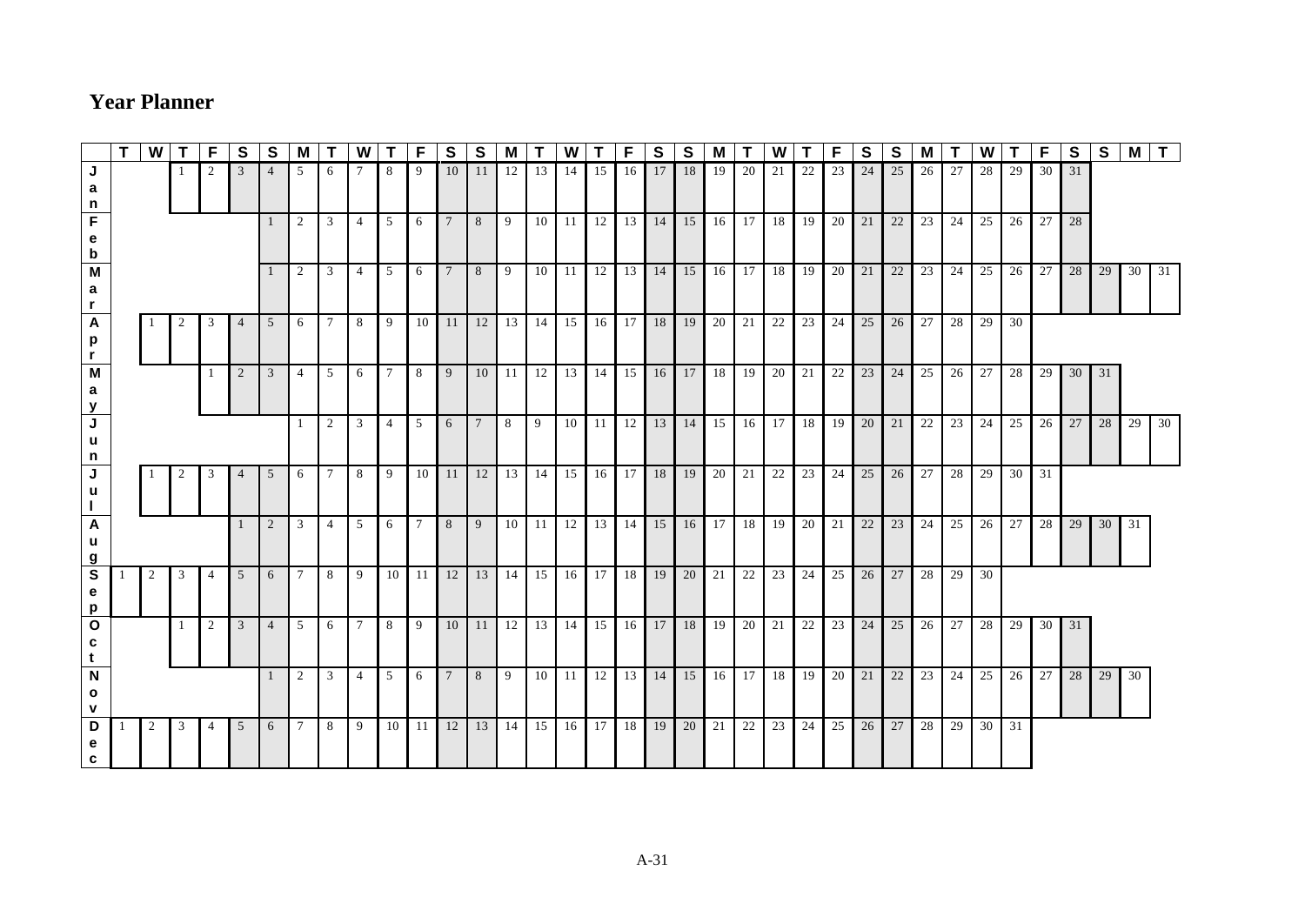## Year Planner

| | T | W | T | F | S | S | M | T | W | T | F | S | S | M | T | W | T | F | S | S | M | T | W | T | F | S | S | M | T | W | T | F | S | S | M | T |
|---|---|---|---|---|---|---|---|---|---|---|---|---|---|---|---|---|---|---|---|---|---|---|---|---|---|---|---|---|---|---|---|---|---|---|---|---|
| Jan | | | 1 | 2 | 3 | 4 | 5 | 6 | 7 | 8 | 9 | 10 | 11 | 12 | 13 | 14 | 15 | 16 | 17 | 18 | 19 | 20 | 21 | 22 | 23 | 24 | 25 | 26 | 27 | 28 | 29 | 30 | 31 | | | |
| Feb | | | | | | 1 | 2 | 3 | 4 | 5 | 6 | 7 | 8 | 9 | 10 | 11 | 12 | 13 | 14 | 15 | 16 | 17 | 18 | 19 | 20 | 21 | 22 | 23 | 24 | 25 | 26 | 27 | 28 | | | |
| Mar | | | | | | 1 | 2 | 3 | 4 | 5 | 6 | 7 | 8 | 9 | 10 | 11 | 12 | 13 | 14 | 15 | 16 | 17 | 18 | 19 | 20 | 21 | 22 | 23 | 24 | 25 | 26 | 27 | 28 | 29 | 30 | 31 |
| Apr | | 1 | 2 | 3 | 4 | 5 | 6 | 7 | 8 | 9 | 10 | 11 | 12 | 13 | 14 | 15 | 16 | 17 | 18 | 19 | 20 | 21 | 22 | 23 | 24 | 25 | 26 | 27 | 28 | 29 | 30 | | | | | |
| May | | | | 1 | 2 | 3 | 4 | 5 | 6 | 7 | 8 | 9 | 10 | 11 | 12 | 13 | 14 | 15 | 16 | 17 | 18 | 19 | 20 | 21 | 22 | 23 | 24 | 25 | 26 | 27 | 28 | 29 | 30 | 31 | | |
| Jun | | | | | | | 1 | 2 | 3 | 4 | 5 | 6 | 7 | 8 | 9 | 10 | 11 | 12 | 13 | 14 | 15 | 16 | 17 | 18 | 19 | 20 | 21 | 22 | 23 | 24 | 25 | 26 | 27 | 28 | 29 | 30 |
| Jul | | 1 | 2 | 3 | 4 | 5 | 6 | 7 | 8 | 9 | 10 | 11 | 12 | 13 | 14 | 15 | 16 | 17 | 18 | 19 | 20 | 21 | 22 | 23 | 24 | 25 | 26 | 27 | 28 | 29 | 30 | 31 | | | | |
| Aug | | | | | 1 | 2 | 3 | 4 | 5 | 6 | 7 | 8 | 9 | 10 | 11 | 12 | 13 | 14 | 15 | 16 | 17 | 18 | 19 | 20 | 21 | 22 | 23 | 24 | 25 | 26 | 27 | 28 | 29 | 30 | 31 | |
| Sep | 1 | 2 | 3 | 4 | 5 | 6 | 7 | 8 | 9 | 10 | 11 | 12 | 13 | 14 | 15 | 16 | 17 | 18 | 19 | 20 | 21 | 22 | 23 | 24 | 25 | 26 | 27 | 28 | 29 | 30 | | | | | | |
| Oct | | | 1 | 2 | 3 | 4 | 5 | 6 | 7 | 8 | 9 | 10 | 11 | 12 | 13 | 14 | 15 | 16 | 17 | 18 | 19 | 20 | 21 | 22 | 23 | 24 | 25 | 26 | 27 | 28 | 29 | 30 | 31 | | | |
| Nov | | | | | | 1 | 2 | 3 | 4 | 5 | 6 | 7 | 8 | 9 | 10 | 11 | 12 | 13 | 14 | 15 | 16 | 17 | 18 | 19 | 20 | 21 | 22 | 23 | 24 | 25 | 26 | 27 | 28 | 29 | 30 | |
| Dec | 1 | 2 | 3 | 4 | 5 | 6 | 7 | 8 | 9 | 10 | 11 | 12 | 13 | 14 | 15 | 16 | 17 | 18 | 19 | 20 | 21 | 22 | 23 | 24 | 25 | 26 | 27 | 28 | 29 | 30 | 31 | | | | | |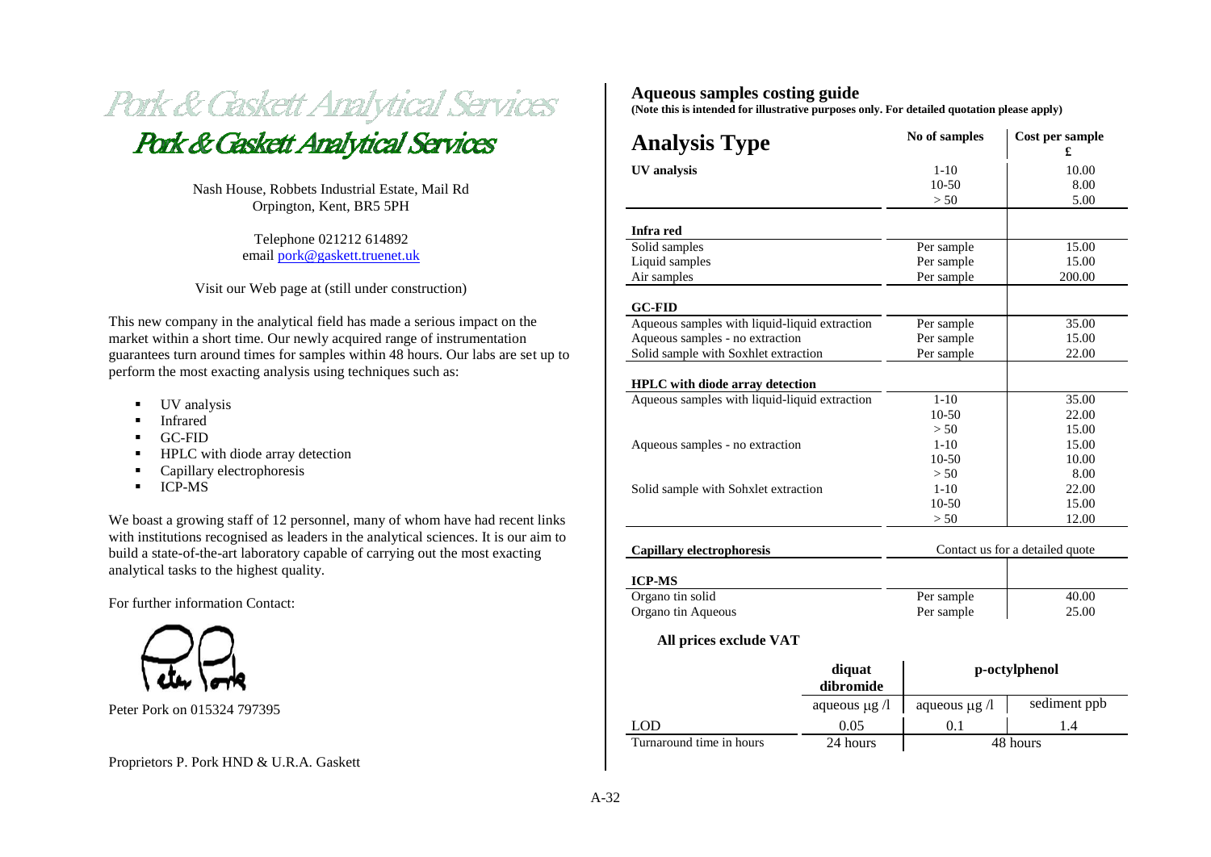# Pork & Gaskett Analytical Services

Nash House, Robbets Industrial Estate, Mail Rd
Orpington, Kent, BR5 5PH

Telephone 021212 614892
email pork@gaskett.truenet.uk

Visit our Web page at (still under construction)

This new company in the analytical field has made a serious impact on the market within a short time. Our newly acquired range of instrumentation guarantees turn around times for samples within 48 hours. Our labs are set up to perform the most exacting analysis using techniques such as:

- UV analysis
- Infrared
- GC-FID
- HPLC with diode array detection
- Capillary electrophoresis
- ICP-MS

We boast a growing staff of 12 personnel, many of whom have had recent links with institutions recognised as leaders in the analytical sciences. It is our aim to build a state-of-the-art laboratory capable of carrying out the most exacting analytical tasks to the highest quality.

For further information Contact:

Peter Pork on 015324 797395

Proprietors P. Pork HND & U.R.A. Gaskett

## Aqueous samples costing guide

**(Note this is intended for illustrative purposes only. For detailed quotation please apply)**

| Analysis Type | No of samples | Cost per sample £ |
|---|---|---|
| **UV analysis** | 1-10 | 10.00 |
| | 10-50 | 8.00 |
| | > 50 | 5.00 |
| **Infra red** | | |
| Solid samples | Per sample | 15.00 |
| Liquid samples | Per sample | 15.00 |
| Air samples | Per sample | 200.00 |
| **GC-FID** | | |
| Aqueous samples with liquid-liquid extraction | Per sample | 35.00 |
| Aqueous samples - no extraction | Per sample | 15.00 |
| Solid sample with Soxhlet extraction | Per sample | 22.00 |
| **HPLC with diode array detection** | | |
| Aqueous samples with liquid-liquid extraction | 1-10 | 35.00 |
| | 10-50 | 22.00 |
| | > 50 | 15.00 |
| Aqueous samples - no extraction | 1-10 | 15.00 |
| | 10-50 | 10.00 |
| | > 50 | 8.00 |
| Solid sample with Sohxlet extraction | 1-10 | 22.00 |
| | 10-50 | 15.00 |
| | > 50 | 12.00 |
| **Capillary electrophoresis** | Contact us for a detailed quote | |
| **ICP-MS** | | |
| Organo tin solid | Per sample | 40.00 |
| Organo tin Aqueous | Per sample | 25.00 |

**All prices exclude VAT**

| | diquat dibromide | p-octylphenol | |
|---|---|---|---|
| | aqueous μg /l | aqueous μg /l | sediment ppb |
| LOD | 0.05 | 0.1 | 1.4 |
| Turnaround time in hours | 24 hours | 48 hours | |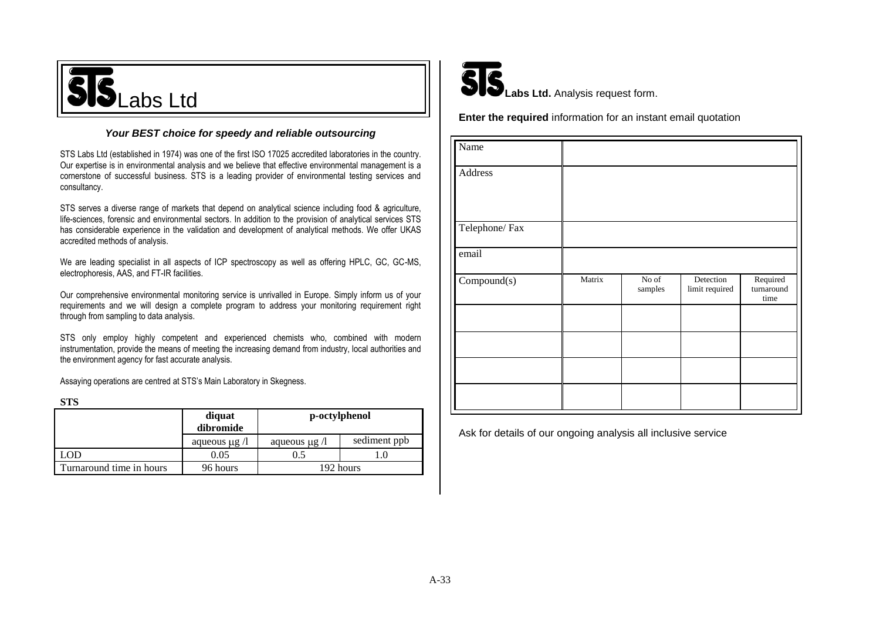# STS Labs Ltd

***Your BEST choice for speedy and reliable outsourcing***

STS Labs Ltd (established in 1974) was one of the first ISO 17025 accredited laboratories in the country. Our expertise is in environmental analysis and we believe that effective environmental management is a cornerstone of successful business. STS is a leading provider of environmental testing services and consultancy.

STS serves a diverse range of markets that depend on analytical science including food & agriculture, life-sciences, forensic and environmental sectors. In addition to the provision of analytical services STS has considerable experience in the validation and development of analytical methods. We offer UKAS accredited methods of analysis.

We are leading specialist in all aspects of ICP spectroscopy as well as offering HPLC, GC, GC-MS, electrophoresis, AAS, and FT-IR facilities.

Our comprehensive environmental monitoring service is unrivalled in Europe. Simply inform us of your requirements and we will design a complete program to address your monitoring requirement right through from sampling to data analysis.

STS only employ highly competent and experienced chemists who, combined with modern instrumentation, provide the means of meeting the increasing demand from industry, local authorities and the environment agency for fast accurate analysis.

Assaying operations are centred at STS's Main Laboratory in Skegness.

**STS**

| | **diquat dibromide** | **p-octylphenol** | |
|---|---|---|---|
| | aqueous μg /l | aqueous μg /l | sediment ppb |
| LOD | 0.05 | 0.5 | 1.0 |
| Turnaround time in hours | 96 hours | 192 hours | |

## STS Labs Ltd. Analysis request form.

**Enter the required** information for an instant email quotation

| Name | | | | |
|---|---|---|---|---|
| Address | | | | |
| Telephone/ Fax | | | | |
| email | | | | |
| Compound(s) | Matrix | No of samples | Detection limit required | Required turnaround time |
| | | | | |
| | | | | |
| | | | | |
| | | | | |

Ask for details of our ongoing analysis all inclusive service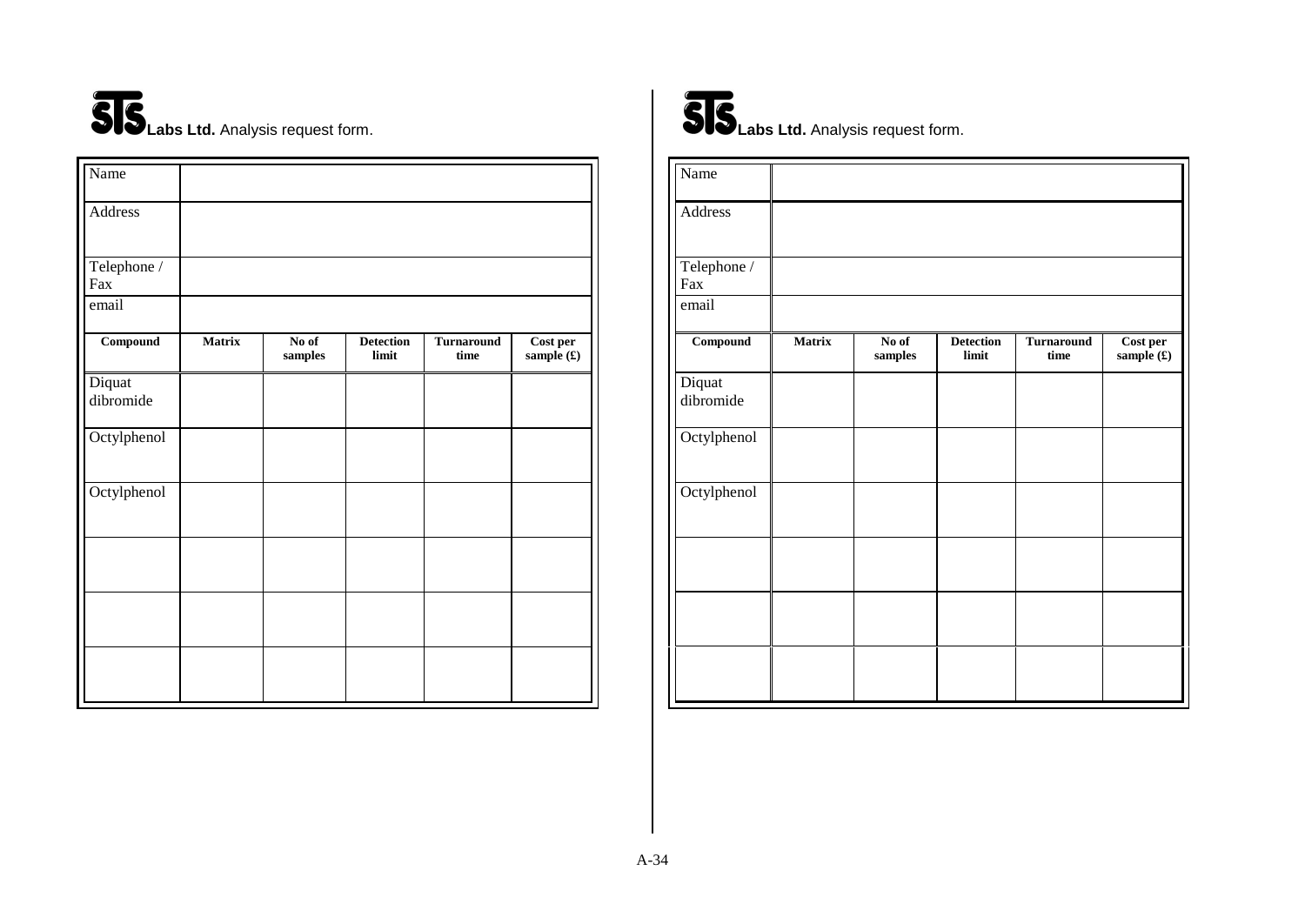**STS Labs Ltd.** Analysis request form.

| Name | | | | | |
|---|---|---|---|---|---|
| Address | | | | | |
| Telephone / Fax | | | | | |
| email | | | | | |
| **Compound** | **Matrix** | **No of samples** | **Detection limit** | **Turnaround time** | **Cost per sample (£)** |
| Diquat dibromide | | | | | |
| Octylphenol | | | | | |
| Octylphenol | | | | | |
| | | | | | |
| | | | | | |
| | | | | | |

**STS Labs Ltd.** Analysis request form.

| Name | | | | | |
|---|---|---|---|---|---|
| Address | | | | | |
| Telephone / Fax | | | | | |
| email | | | | | |
| **Compound** | **Matrix** | **No of samples** | **Detection limit** | **Turnaround time** | **Cost per sample (£)** |
| Diquat dibromide | | | | | |
| Octylphenol | | | | | |
| Octylphenol | | | | | |
| | | | | | |
| | | | | | |
| | | | | | |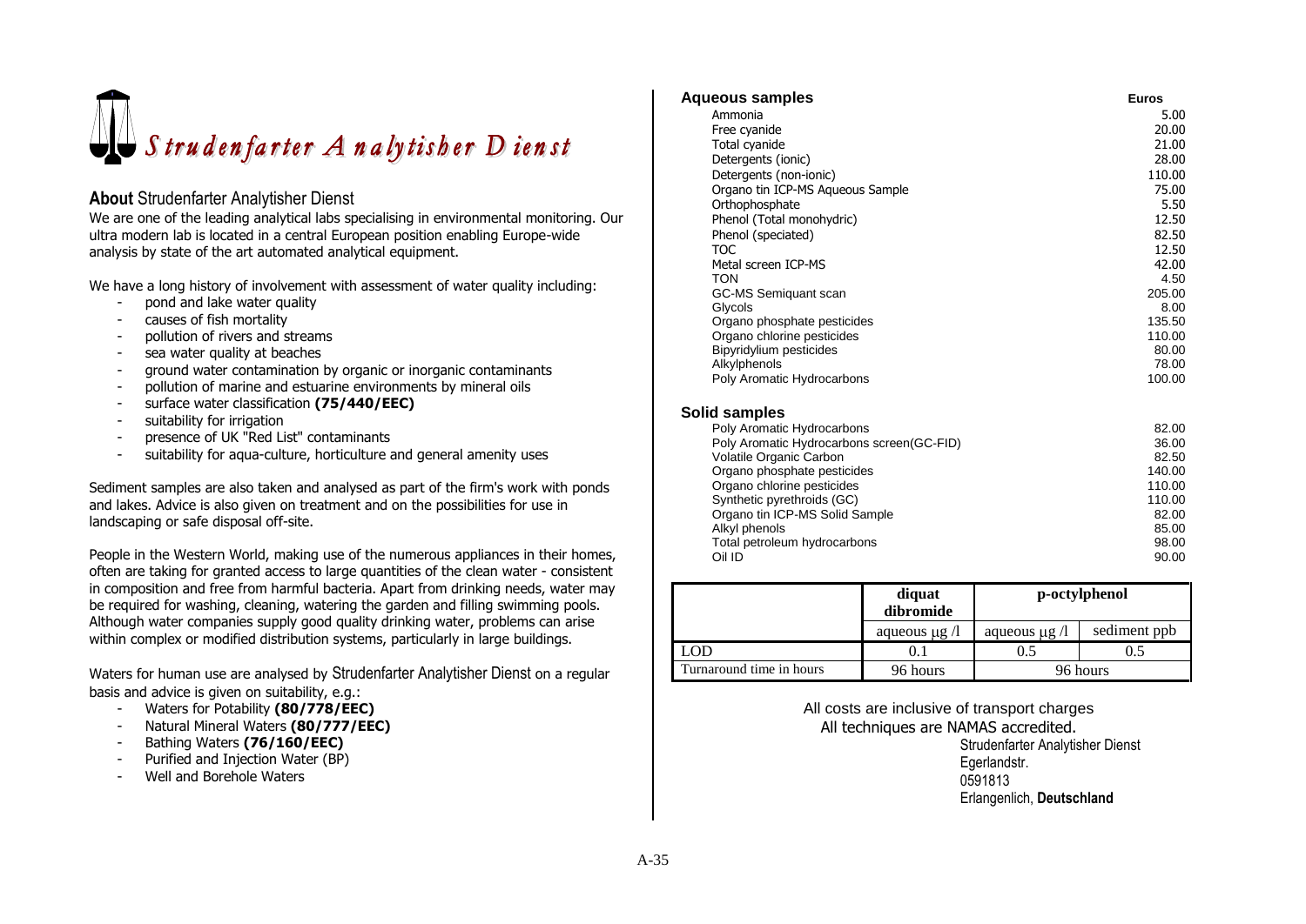# *Strudenfarter Analytisher Dienst*

## **About** Strudenfarter Analytisher Dienst

We are one of the leading analytical labs specialising in environmental monitoring. Our ultra modern lab is located in a central European position enabling Europe-wide analysis by state of the art automated analytical equipment.

We have a long history of involvement with assessment of water quality including:

- pond and lake water quality
- causes of fish mortality
- pollution of rivers and streams
- sea water quality at beaches
- ground water contamination by organic or inorganic contaminants
- pollution of marine and estuarine environments by mineral oils
- surface water classification **(75/440/EEC)**
- suitability for irrigation
- presence of UK "Red List" contaminants
- suitability for aqua-culture, horticulture and general amenity uses

Sediment samples are also taken and analysed as part of the firm's work with ponds and lakes. Advice is also given on treatment and on the possibilities for use in landscaping or safe disposal off-site.

People in the Western World, making use of the numerous appliances in their homes, often are taking for granted access to large quantities of the clean water - consistent in composition and free from harmful bacteria. Apart from drinking needs, water may be required for washing, cleaning, watering the garden and filling swimming pools. Although water companies supply good quality drinking water, problems can arise within complex or modified distribution systems, particularly in large buildings.

Waters for human use are analysed by Strudenfarter Analytisher Dienst on a regular basis and advice is given on suitability, e.g.:

- Waters for Potability **(80/778/EEC)**
- Natural Mineral Waters **(80/777/EEC)**
- Bathing Waters **(76/160/EEC)**
- Purified and Injection Water (BP)
- Well and Borehole Waters

| **Aqueous samples** | **Euros** |
|---|---|
| Ammonia | 5.00 |
| Free cyanide | 20.00 |
| Total cyanide | 21.00 |
| Detergents (ionic) | 28.00 |
| Detergents (non-ionic) | 110.00 |
| Organo tin ICP-MS Aqueous Sample | 75.00 |
| Orthophosphate | 5.50 |
| Phenol (Total monohydric) | 12.50 |
| Phenol (speciated) | 82.50 |
| TOC | 12.50 |
| Metal screen ICP-MS | 42.00 |
| TON | 4.50 |
| GC-MS Semiquant scan | 205.00 |
| Glycols | 8.00 |
| Organo phosphate pesticides | 135.50 |
| Organo chlorine pesticides | 110.00 |
| Bipyridylium pesticides | 80.00 |
| Alkylphenols | 78.00 |
| Poly Aromatic Hydrocarbons | 100.00 |

| **Solid samples** | |
|---|---|
| Poly Aromatic Hydrocarbons | 82.00 |
| Poly Aromatic Hydrocarbons screen(GC-FID) | 36.00 |
| Volatile Organic Carbon | 82.50 |
| Organo phosphate pesticides | 140.00 |
| Organo chlorine pesticides | 110.00 |
| Synthetic pyrethroids (GC) | 110.00 |
| Organo tin ICP-MS Solid Sample | 82.00 |
| Alkyl phenols | 85.00 |
| Total petroleum hydrocarbons | 98.00 |
| Oil ID | 90.00 |

| | **diquat dibromide** | **p-octylphenol** | |
|---|---|---|---|
| | aqueous μg /l | aqueous μg /l | sediment ppb |
| LOD | 0.1 | 0.5 | 0.5 |
| Turnaround time in hours | 96 hours | 96 hours | |

All costs are inclusive of transport charges

All techniques are NAMAS accredited.

Strudenfarter Analytisher Dienst
Egerlandstr.
0591813
Erlangenlich, **Deutschland**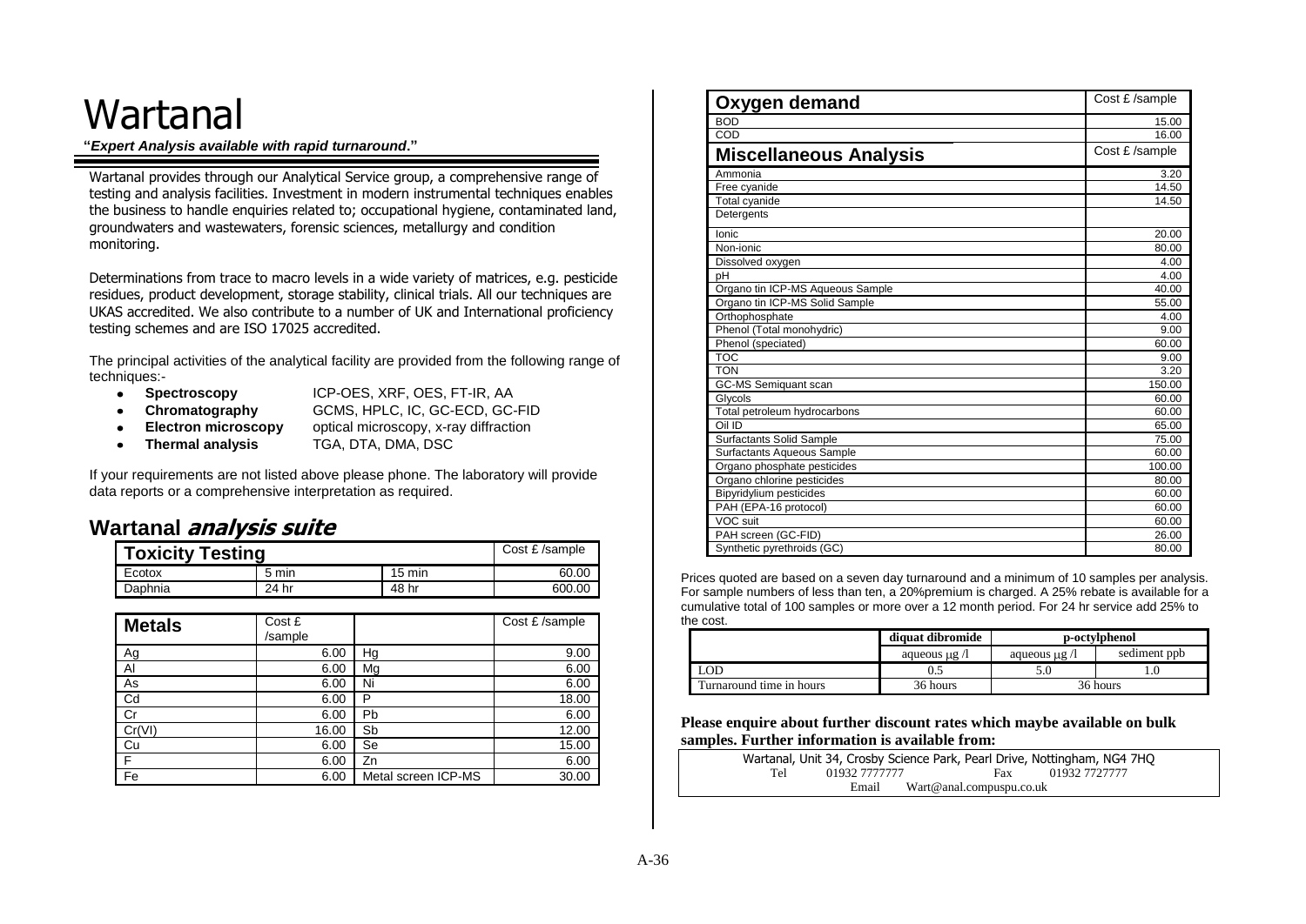# Wartanal

**"*Expert Analysis available with rapid turnaround*."**

Wartanal provides through our Analytical Service group, a comprehensive range of testing and analysis facilities. Investment in modern instrumental techniques enables the business to handle enquiries related to; occupational hygiene, contaminated land, groundwaters and wastewaters, forensic sciences, metallurgy and condition monitoring.

Determinations from trace to macro levels in a wide variety of matrices, e.g. pesticide residues, product development, storage stability, clinical trials. All our techniques are UKAS accredited. We also contribute to a number of UK and International proficiency testing schemes and are ISO 17025 accredited.

The principal activities of the analytical facility are provided from the following range of techniques:-

- **Spectroscopy** ICP-OES, XRF, OES, FT-IR, AA
- **Chromatography** GCMS, HPLC, IC, GC-ECD, GC-FID
- **Electron microscopy** optical microscopy, x-ray diffraction
- **Thermal analysis** TGA, DTA, DMA, DSC

If your requirements are not listed above please phone. The laboratory will provide data reports or a comprehensive interpretation as required.

## Wartanal *analysis suite*

| **Toxicity Testing** | | | Cost £ /sample |
|---|---|---|---|
| Ecotox | 5 min | 15 min | 60.00 |
| Daphnia | 24 hr | 48 hr | 600.00 |

| **Metals** | Cost £ /sample | | Cost £ /sample |
|---|---|---|---|
| Ag | 6.00 | Hg | 9.00 |
| Al | 6.00 | Mg | 6.00 |
| As | 6.00 | Ni | 6.00 |
| Cd | 6.00 | P | 18.00 |
| Cr | 6.00 | Pb | 6.00 |
| Cr(VI) | 16.00 | Sb | 12.00 |
| Cu | 6.00 | Se | 15.00 |
| F | 6.00 | Zn | 6.00 |
| Fe | 6.00 | Metal screen ICP-MS | 30.00 |

| **Oxygen demand** | Cost £ /sample |
|---|---|
| BOD | 15.00 |
| COD | 16.00 |

| **Miscellaneous Analysis** | Cost £ /sample |
|---|---|
| Ammonia | 3.20 |
| Free cyanide | 14.50 |
| Total cyanide | 14.50 |
| Detergents | |
| Ionic | 20.00 |
| Non-ionic | 80.00 |
| Dissolved oxygen | 4.00 |
| pH | 4.00 |
| Organo tin ICP-MS Aqueous Sample | 40.00 |
| Organo tin ICP-MS Solid Sample | 55.00 |
| Orthophosphate | 4.00 |
| Phenol (Total monohydric) | 9.00 |
| Phenol (speciated) | 60.00 |
| TOC | 9.00 |
| TON | 3.20 |
| GC-MS Semiquant scan | 150.00 |
| Glycols | 60.00 |
| Total petroleum hydrocarbons | 60.00 |
| Oil ID | 65.00 |
| Surfactants Solid Sample | 75.00 |
| Surfactants Aqueous Sample | 60.00 |
| Organo phosphate pesticides | 100.00 |
| Organo chlorine pesticides | 80.00 |
| Bipyridylium pesticides | 60.00 |
| PAH (EPA-16 protocol) | 60.00 |
| VOC suit | 60.00 |
| PAH screen (GC-FID) | 26.00 |
| Synthetic pyrethroids (GC) | 80.00 |

Prices quoted are based on a seven day turnaround and a minimum of 10 samples per analysis. For sample numbers of less than ten, a 20%premium is charged. A 25% rebate is available for a cumulative total of 100 samples or more over a 12 month period. For 24 hr service add 25% to the cost.

| | **diquat dibromide** | **p-octylphenol** | |
|---|---|---|---|
| | aqueous μg /l | aqueous μg /l | sediment ppb |
| LOD | 0.5 | 5.0 | 1.0 |
| Turnaround time in hours | 36 hours | 36 hours | |

**Please enquire about further discount rates which maybe available on bulk samples. Further information is available from:**

Wartanal, Unit 34, Crosby Science Park, Pearl Drive, Nottingham, NG4 7HQ
Tel 01932 7777777 Fax 01932 7727777
Email Wart@anal.compuspu.co.uk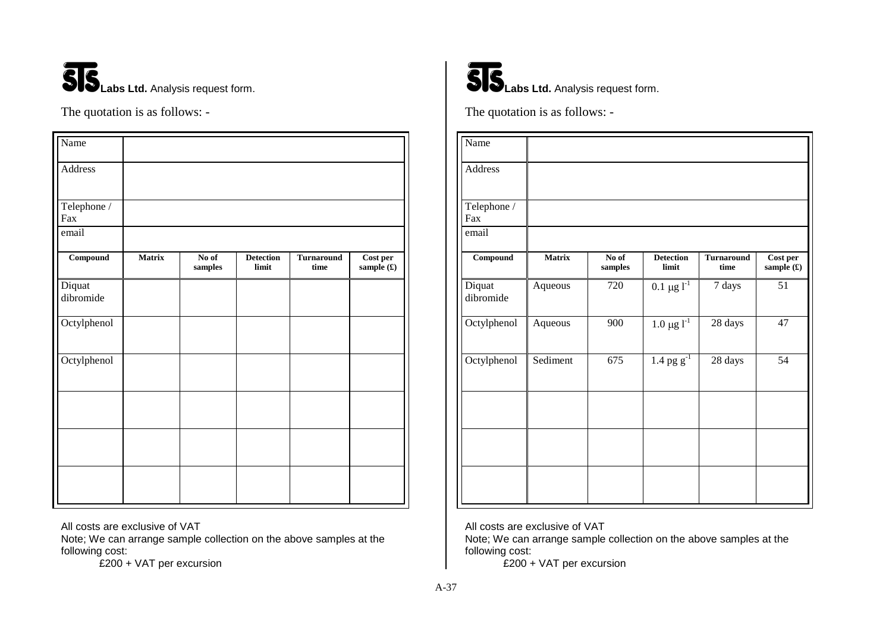**STS Labs Ltd.** Analysis request form.

The quotation is as follows: -

| Name | | | | | |
|---|---|---|---|---|---|
| Address | | | | | |
| Telephone / Fax | | | | | |
| email | | | | | |
| **Compound** | **Matrix** | **No of samples** | **Detection limit** | **Turnaround time** | **Cost per sample (£)** |
| Diquat dibromide | | | | | |
| Octylphenol | | | | | |
| Octylphenol | | | | | |
| | | | | | |
| | | | | | |
| | | | | | |

All costs are exclusive of VAT

Note; We can arrange sample collection on the above samples at the following cost:

£200 + VAT per excursion

**STS Labs Ltd.** Analysis request form.

The quotation is as follows: -

| Name | | | | | |
|---|---|---|---|---|---|
| Address | | | | | |
| Telephone / Fax | | | | | |
| email | | | | | |
| **Compound** | **Matrix** | **No of samples** | **Detection limit** | **Turnaround time** | **Cost per sample (£)** |
| Diquat dibromide | Aqueous | 720 | $0.1\ \mu g\ l^{-1}$ | 7 days | 51 |
| Octylphenol | Aqueous | 900 | $1.0\ \mu g\ l^{-1}$ | 28 days | 47 |
| Octylphenol | Sediment | 675 | $1.4\ pg\ g^{-1}$ | 28 days | 54 |
| | | | | | |
| | | | | | |
| | | | | | |

All costs are exclusive of VAT

Note; We can arrange sample collection on the above samples at the following cost:

£200 + VAT per excursion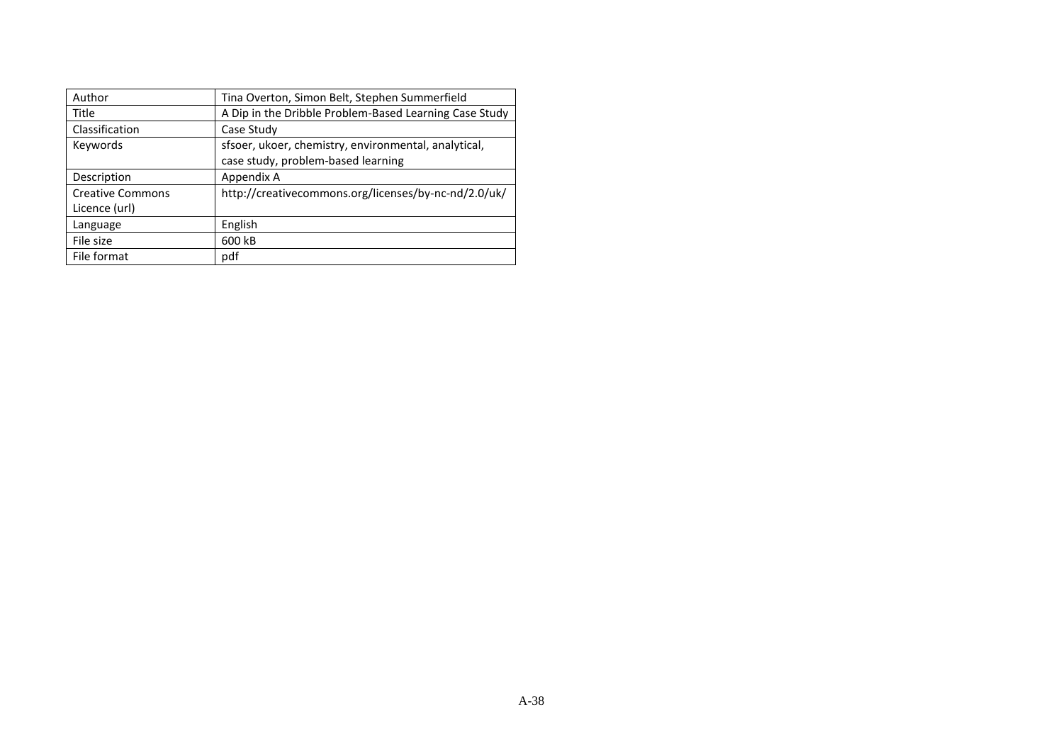| | |
|---|---|
| Author | Tina Overton, Simon Belt, Stephen Summerfield |
| Title | A Dip in the Dribble Problem-Based Learning Case Study |
| Classification | Case Study |
| Keywords | sfsoer, ukoer, chemistry, environmental, analytical, case study, problem-based learning |
| Description | Appendix A |
| Creative Commons Licence (url) | http://creativecommons.org/licenses/by-nc-nd/2.0/uk/ |
| Language | English |
| File size | 600 kB |
| File format | pdf |